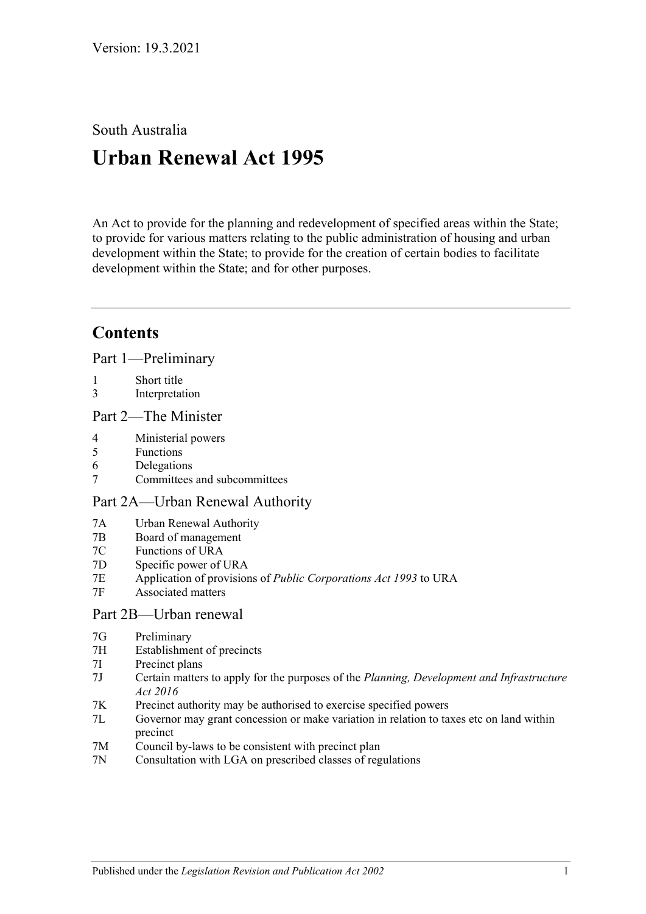Version: 19.3.2021

South Australia

# Urban Renewal Act 1995

An Act to provide for the planning and redevelopment of specified areas within the State; to provide for various matters relating to the public administration of housing and urban development within the State; to provide for the creation of certain bodies to facilitate development within the State; and for other purposes.

## Contents

### Part 1—Preliminary

1 Short title
3 Interpretation

### Part 2—The Minister

4 Ministerial powers
5 Functions
6 Delegations
7 Committees and subcommittees

### Part 2A—Urban Renewal Authority

7A Urban Renewal Authority
7B Board of management
7C Functions of URA
7D Specific power of URA
7E Application of provisions of *Public Corporations Act 1993* to URA
7F Associated matters

### Part 2B—Urban renewal

7G Preliminary
7H Establishment of precincts
7I Precinct plans
7J Certain matters to apply for the purposes of the *Planning, Development and Infrastructure Act 2016*
7K Precinct authority may be authorised to exercise specified powers
7L Governor may grant concession or make variation in relation to taxes etc on land within precinct
7M Council by-laws to be consistent with precinct plan
7N Consultation with LGA on prescribed classes of regulations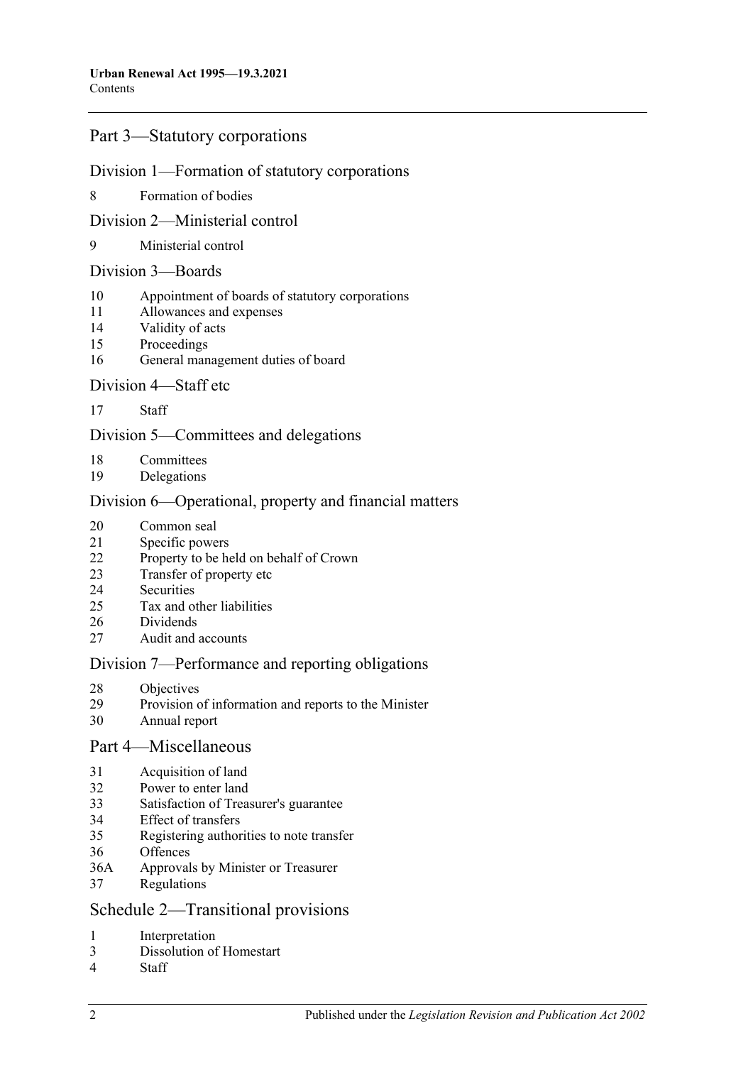## Part 3—Statutory corporations

### Division 1—Formation of statutory corporations

8 Formation of bodies

### Division 2—Ministerial control

9 Ministerial control

### Division 3—Boards

10 Appointment of boards of statutory corporations
11 Allowances and expenses
14 Validity of acts
15 Proceedings
16 General management duties of board

### Division 4—Staff etc

17 Staff

### Division 5—Committees and delegations

18 Committees
19 Delegations

### Division 6—Operational, property and financial matters

20 Common seal
21 Specific powers
22 Property to be held on behalf of Crown
23 Transfer of property etc
24 Securities
25 Tax and other liabilities
26 Dividends
27 Audit and accounts

### Division 7—Performance and reporting obligations

28 Objectives
29 Provision of information and reports to the Minister
30 Annual report

## Part 4—Miscellaneous

31 Acquisition of land
32 Power to enter land
33 Satisfaction of Treasurer's guarantee
34 Effect of transfers
35 Registering authorities to note transfer
36 Offences
36A Approvals by Minister or Treasurer
37 Regulations

## Schedule 2—Transitional provisions

1 Interpretation
3 Dissolution of Homestart
4 Staff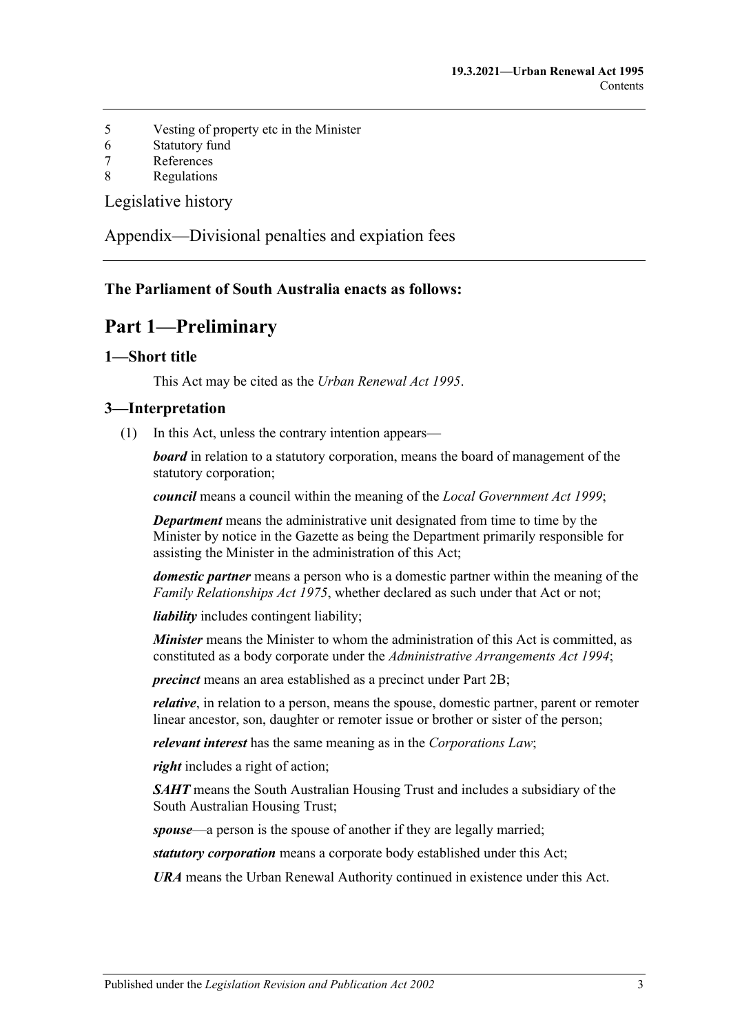5 Vesting of property etc in the Minister
6 Statutory fund
7 References
8 Regulations

Legislative history

Appendix—Divisional penalties and expiation fees

**The Parliament of South Australia enacts as follows:**

# Part 1—Preliminary

## 1—Short title

This Act may be cited as the *Urban Renewal Act 1995*.

## 3—Interpretation

(1) In this Act, unless the contrary intention appears—

***board*** in relation to a statutory corporation, means the board of management of the statutory corporation;

***council*** means a council within the meaning of the *Local Government Act 1999*;

***Department*** means the administrative unit designated from time to time by the Minister by notice in the Gazette as being the Department primarily responsible for assisting the Minister in the administration of this Act;

***domestic partner*** means a person who is a domestic partner within the meaning of the *Family Relationships Act 1975*, whether declared as such under that Act or not;

***liability*** includes contingent liability;

***Minister*** means the Minister to whom the administration of this Act is committed, as constituted as a body corporate under the *Administrative Arrangements Act 1994*;

***precinct*** means an area established as a precinct under Part 2B;

***relative***, in relation to a person, means the spouse, domestic partner, parent or remoter linear ancestor, son, daughter or remoter issue or brother or sister of the person;

***relevant interest*** has the same meaning as in the *Corporations Law*;

***right*** includes a right of action;

***SAHT*** means the South Australian Housing Trust and includes a subsidiary of the South Australian Housing Trust;

***spouse***—a person is the spouse of another if they are legally married;

***statutory corporation*** means a corporate body established under this Act;

***URA*** means the Urban Renewal Authority continued in existence under this Act.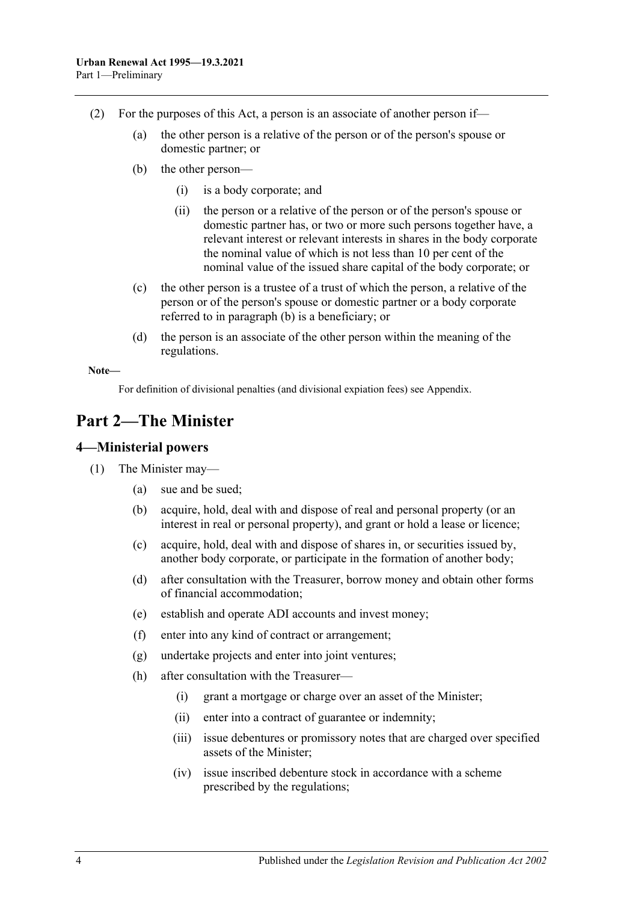(2) For the purposes of this Act, a person is an associate of another person if—

(a) the other person is a relative of the person or of the person's spouse or domestic partner; or

(b) the other person—

(i) is a body corporate; and

(ii) the person or a relative of the person or of the person's spouse or domestic partner has, or two or more such persons together have, a relevant interest or relevant interests in shares in the body corporate the nominal value of which is not less than 10 per cent of the nominal value of the issued share capital of the body corporate; or

(c) the other person is a trustee of a trust of which the person, a relative of the person or of the person's spouse or domestic partner or a body corporate referred to in paragraph (b) is a beneficiary; or

(d) the person is an associate of the other person within the meaning of the regulations.

**Note—**

For definition of divisional penalties (and divisional expiation fees) see Appendix.

# Part 2—The Minister

## 4—Ministerial powers

(1) The Minister may—

(a) sue and be sued;

(b) acquire, hold, deal with and dispose of real and personal property (or an interest in real or personal property), and grant or hold a lease or licence;

(c) acquire, hold, deal with and dispose of shares in, or securities issued by, another body corporate, or participate in the formation of another body;

(d) after consultation with the Treasurer, borrow money and obtain other forms of financial accommodation;

(e) establish and operate ADI accounts and invest money;

(f) enter into any kind of contract or arrangement;

(g) undertake projects and enter into joint ventures;

(h) after consultation with the Treasurer—

(i) grant a mortgage or charge over an asset of the Minister;

(ii) enter into a contract of guarantee or indemnity;

(iii) issue debentures or promissory notes that are charged over specified assets of the Minister;

(iv) issue inscribed debenture stock in accordance with a scheme prescribed by the regulations;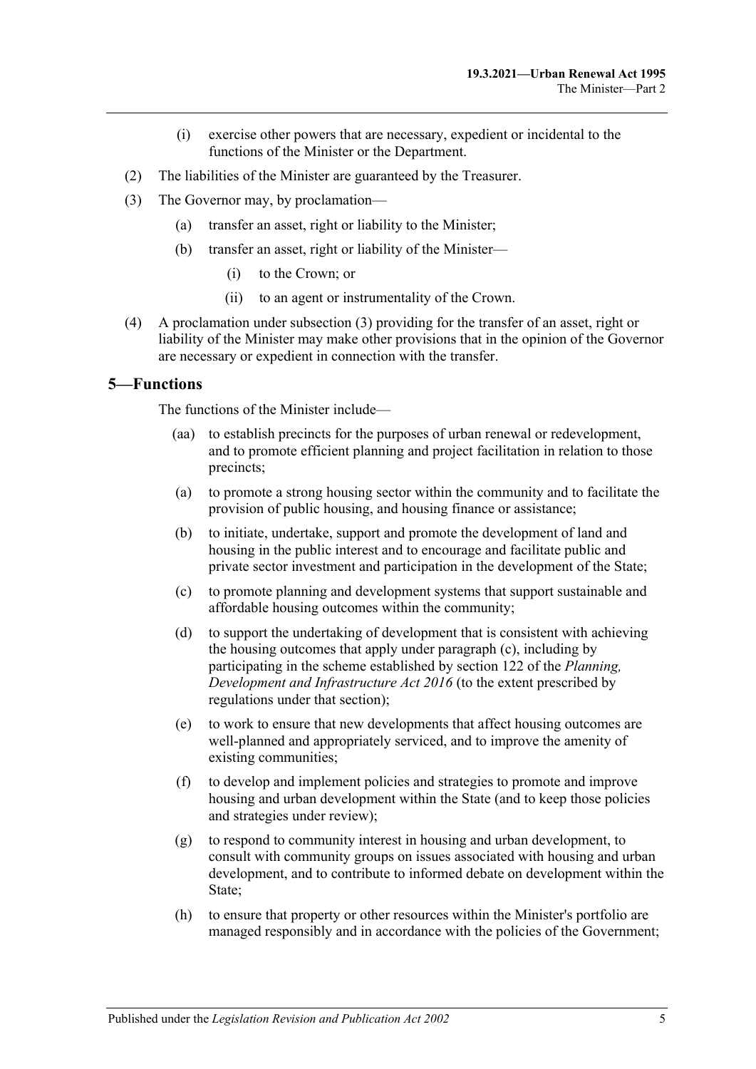(i) exercise other powers that are necessary, expedient or incidental to the functions of the Minister or the Department.

(2) The liabilities of the Minister are guaranteed by the Treasurer.

(3) The Governor may, by proclamation—

(a) transfer an asset, right or liability to the Minister;

(b) transfer an asset, right or liability of the Minister—

(i) to the Crown; or

(ii) to an agent or instrumentality of the Crown.

(4) A proclamation under subsection (3) providing for the transfer of an asset, right or liability of the Minister may make other provisions that in the opinion of the Governor are necessary or expedient in connection with the transfer.

## 5—Functions

The functions of the Minister include—

(aa) to establish precincts for the purposes of urban renewal or redevelopment, and to promote efficient planning and project facilitation in relation to those precincts;

(a) to promote a strong housing sector within the community and to facilitate the provision of public housing, and housing finance or assistance;

(b) to initiate, undertake, support and promote the development of land and housing in the public interest and to encourage and facilitate public and private sector investment and participation in the development of the State;

(c) to promote planning and development systems that support sustainable and affordable housing outcomes within the community;

(d) to support the undertaking of development that is consistent with achieving the housing outcomes that apply under paragraph (c), including by participating in the scheme established by section 122 of the *Planning, Development and Infrastructure Act 2016* (to the extent prescribed by regulations under that section);

(e) to work to ensure that new developments that affect housing outcomes are well-planned and appropriately serviced, and to improve the amenity of existing communities;

(f) to develop and implement policies and strategies to promote and improve housing and urban development within the State (and to keep those policies and strategies under review);

(g) to respond to community interest in housing and urban development, to consult with community groups on issues associated with housing and urban development, and to contribute to informed debate on development within the State;

(h) to ensure that property or other resources within the Minister's portfolio are managed responsibly and in accordance with the policies of the Government;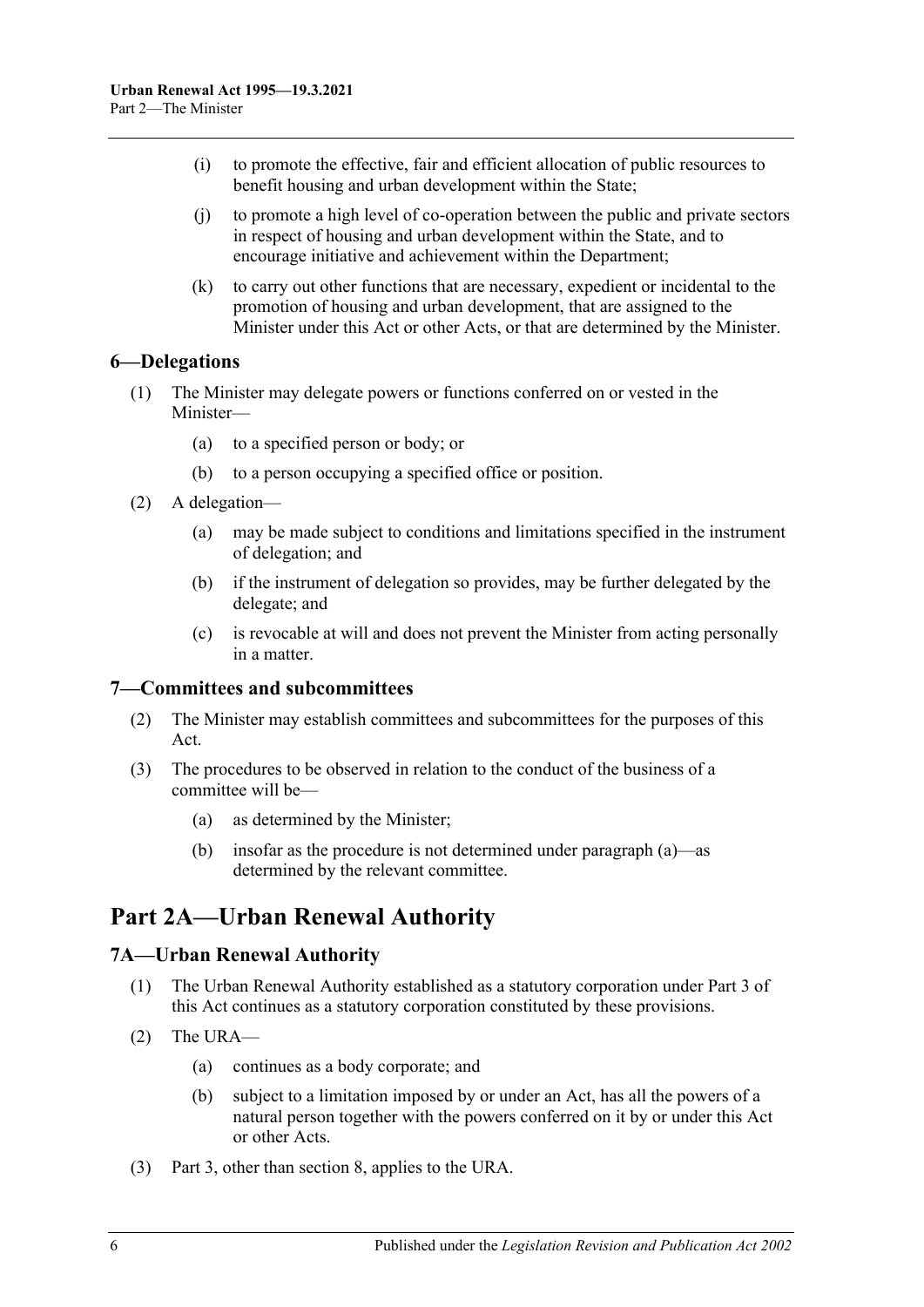(i) to promote the effective, fair and efficient allocation of public resources to benefit housing and urban development within the State;

(j) to promote a high level of co-operation between the public and private sectors in respect of housing and urban development within the State, and to encourage initiative and achievement within the Department;

(k) to carry out other functions that are necessary, expedient or incidental to the promotion of housing and urban development, that are assigned to the Minister under this Act or other Acts, or that are determined by the Minister.

### 6—Delegations

(1) The Minister may delegate powers or functions conferred on or vested in the Minister—

(a) to a specified person or body; or

(b) to a person occupying a specified office or position.

(2) A delegation—

(a) may be made subject to conditions and limitations specified in the instrument of delegation; and

(b) if the instrument of delegation so provides, may be further delegated by the delegate; and

(c) is revocable at will and does not prevent the Minister from acting personally in a matter.

### 7—Committees and subcommittees

(2) The Minister may establish committees and subcommittees for the purposes of this Act.

(3) The procedures to be observed in relation to the conduct of the business of a committee will be—

(a) as determined by the Minister;

(b) insofar as the procedure is not determined under paragraph (a)—as determined by the relevant committee.

## Part 2A—Urban Renewal Authority

### 7A—Urban Renewal Authority

(1) The Urban Renewal Authority established as a statutory corporation under Part 3 of this Act continues as a statutory corporation constituted by these provisions.

(2) The URA—

(a) continues as a body corporate; and

(b) subject to a limitation imposed by or under an Act, has all the powers of a natural person together with the powers conferred on it by or under this Act or other Acts.

(3) Part 3, other than section 8, applies to the URA.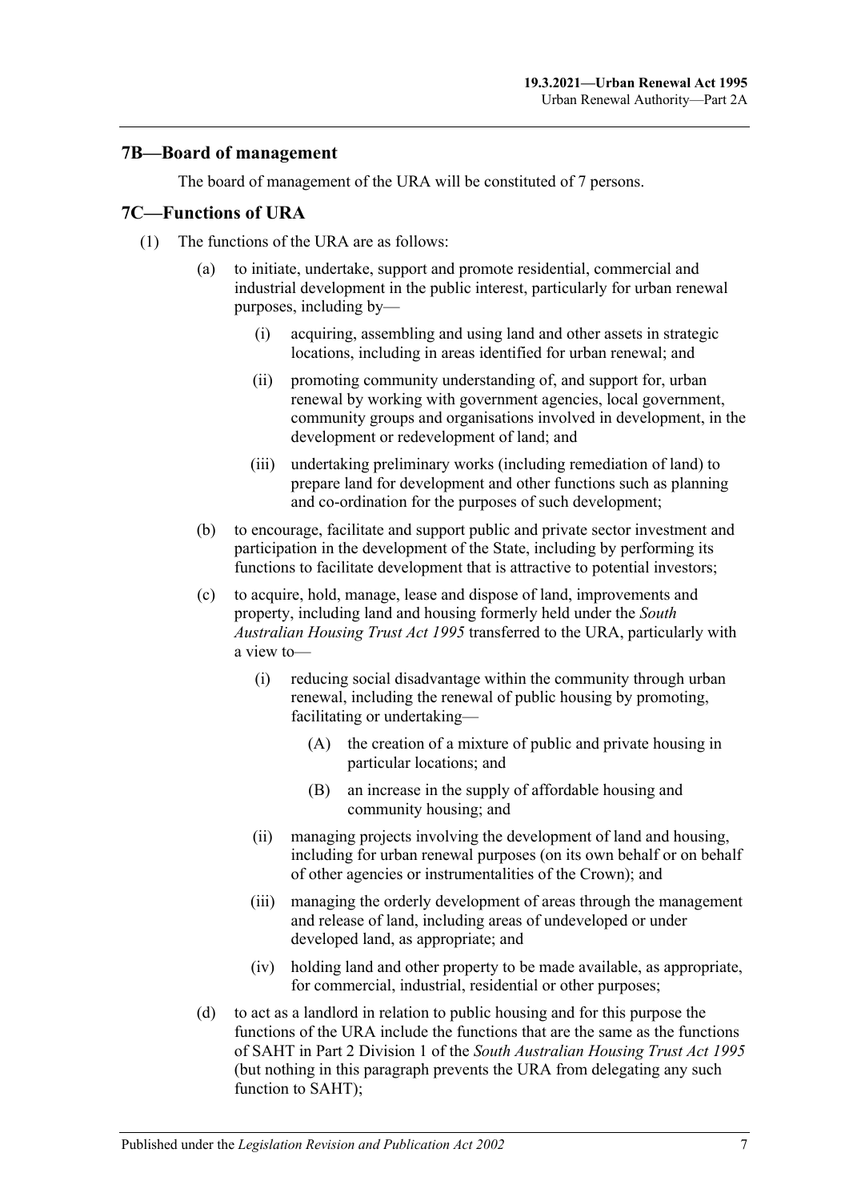## 7B—Board of management

The board of management of the URA will be constituted of 7 persons.

## 7C—Functions of URA

(1) The functions of the URA are as follows:

(a) to initiate, undertake, support and promote residential, commercial and industrial development in the public interest, particularly for urban renewal purposes, including by—

(i) acquiring, assembling and using land and other assets in strategic locations, including in areas identified for urban renewal; and

(ii) promoting community understanding of, and support for, urban renewal by working with government agencies, local government, community groups and organisations involved in development, in the development or redevelopment of land; and

(iii) undertaking preliminary works (including remediation of land) to prepare land for development and other functions such as planning and co-ordination for the purposes of such development;

(b) to encourage, facilitate and support public and private sector investment and participation in the development of the State, including by performing its functions to facilitate development that is attractive to potential investors;

(c) to acquire, hold, manage, lease and dispose of land, improvements and property, including land and housing formerly held under the *South Australian Housing Trust Act 1995* transferred to the URA, particularly with a view to—

(i) reducing social disadvantage within the community through urban renewal, including the renewal of public housing by promoting, facilitating or undertaking—

(A) the creation of a mixture of public and private housing in particular locations; and

(B) an increase in the supply of affordable housing and community housing; and

(ii) managing projects involving the development of land and housing, including for urban renewal purposes (on its own behalf or on behalf of other agencies or instrumentalities of the Crown); and

(iii) managing the orderly development of areas through the management and release of land, including areas of undeveloped or under developed land, as appropriate; and

(iv) holding land and other property to be made available, as appropriate, for commercial, industrial, residential or other purposes;

(d) to act as a landlord in relation to public housing and for this purpose the functions of the URA include the functions that are the same as the functions of SAHT in Part 2 Division 1 of the *South Australian Housing Trust Act 1995* (but nothing in this paragraph prevents the URA from delegating any such function to SAHT);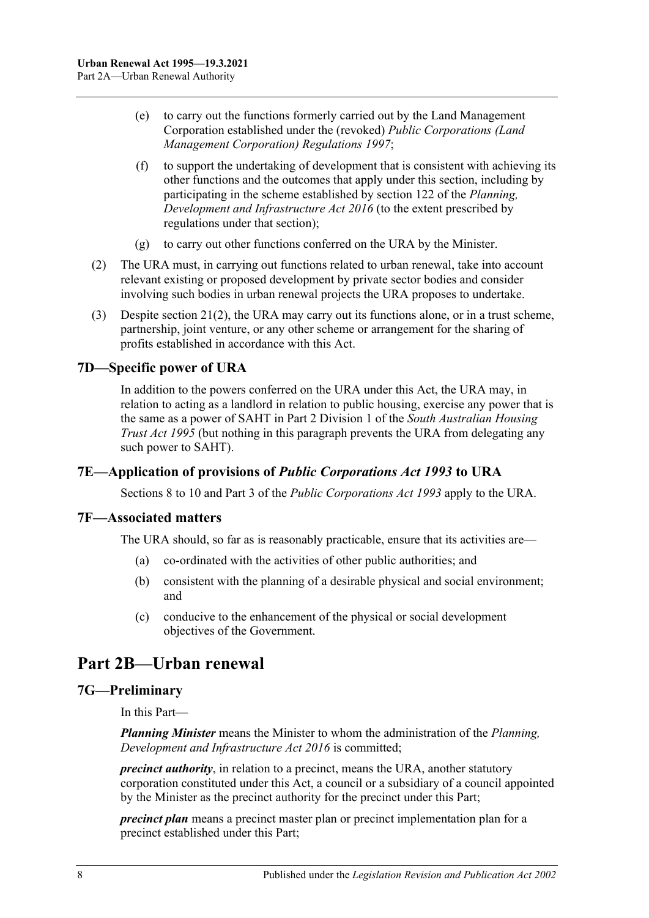(e) to carry out the functions formerly carried out by the Land Management Corporation established under the (revoked) *Public Corporations (Land Management Corporation) Regulations 1997*;

(f) to support the undertaking of development that is consistent with achieving its other functions and the outcomes that apply under this section, including by participating in the scheme established by section 122 of the *Planning, Development and Infrastructure Act 2016* (to the extent prescribed by regulations under that section);

(g) to carry out other functions conferred on the URA by the Minister.

(2) The URA must, in carrying out functions related to urban renewal, take into account relevant existing or proposed development by private sector bodies and consider involving such bodies in urban renewal projects the URA proposes to undertake.

(3) Despite section 21(2), the URA may carry out its functions alone, or in a trust scheme, partnership, joint venture, or any other scheme or arrangement for the sharing of profits established in accordance with this Act.

### 7D—Specific power of URA

In addition to the powers conferred on the URA under this Act, the URA may, in relation to acting as a landlord in relation to public housing, exercise any power that is the same as a power of SAHT in Part 2 Division 1 of the *South Australian Housing Trust Act 1995* (but nothing in this paragraph prevents the URA from delegating any such power to SAHT).

### 7E—Application of provisions of *Public Corporations Act 1993* to URA

Sections 8 to 10 and Part 3 of the *Public Corporations Act 1993* apply to the URA.

### 7F—Associated matters

The URA should, so far as is reasonably practicable, ensure that its activities are—

(a) co-ordinated with the activities of other public authorities; and

(b) consistent with the planning of a desirable physical and social environment; and

(c) conducive to the enhancement of the physical or social development objectives of the Government.

## Part 2B—Urban renewal

### 7G—Preliminary

In this Part—

***Planning Minister*** means the Minister to whom the administration of the *Planning, Development and Infrastructure Act 2016* is committed;

***precinct authority***, in relation to a precinct, means the URA, another statutory corporation constituted under this Act, a council or a subsidiary of a council appointed by the Minister as the precinct authority for the precinct under this Part;

***precinct plan*** means a precinct master plan or precinct implementation plan for a precinct established under this Part;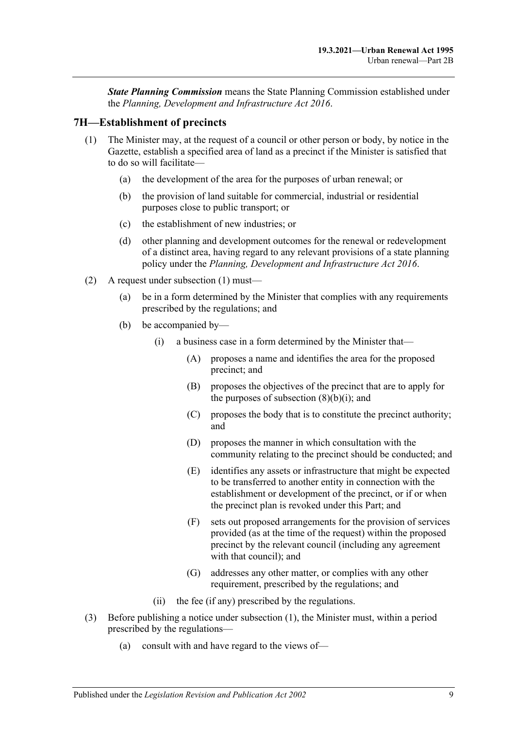***State Planning Commission*** means the State Planning Commission established under the *Planning, Development and Infrastructure Act 2016*.

## 7H—Establishment of precincts

(1) The Minister may, at the request of a council or other person or body, by notice in the Gazette, establish a specified area of land as a precinct if the Minister is satisfied that to do so will facilitate—

(a) the development of the area for the purposes of urban renewal; or

(b) the provision of land suitable for commercial, industrial or residential purposes close to public transport; or

(c) the establishment of new industries; or

(d) other planning and development outcomes for the renewal or redevelopment of a distinct area, having regard to any relevant provisions of a state planning policy under the *Planning, Development and Infrastructure Act 2016*.

(2) A request under subsection (1) must—

(a) be in a form determined by the Minister that complies with any requirements prescribed by the regulations; and

(b) be accompanied by—

(i) a business case in a form determined by the Minister that—

(A) proposes a name and identifies the area for the proposed precinct; and

(B) proposes the objectives of the precinct that are to apply for the purposes of subsection (8)(b)(i); and

(C) proposes the body that is to constitute the precinct authority; and

(D) proposes the manner in which consultation with the community relating to the precinct should be conducted; and

(E) identifies any assets or infrastructure that might be expected to be transferred to another entity in connection with the establishment or development of the precinct, or if or when the precinct plan is revoked under this Part; and

(F) sets out proposed arrangements for the provision of services provided (as at the time of the request) within the proposed precinct by the relevant council (including any agreement with that council); and

(G) addresses any other matter, or complies with any other requirement, prescribed by the regulations; and

(ii) the fee (if any) prescribed by the regulations.

(3) Before publishing a notice under subsection (1), the Minister must, within a period prescribed by the regulations—

(a) consult with and have regard to the views of—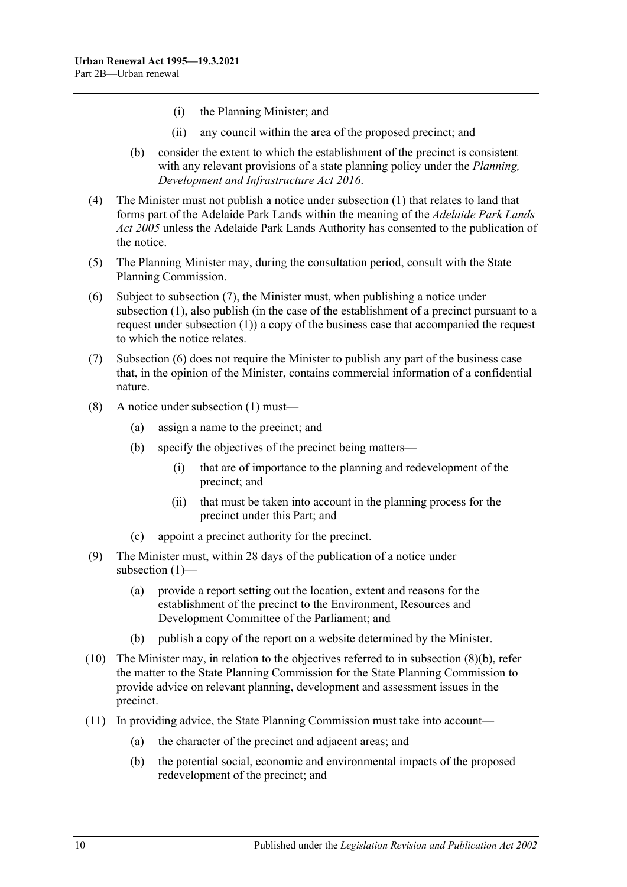(i) the Planning Minister; and

(ii) any council within the area of the proposed precinct; and

(b) consider the extent to which the establishment of the precinct is consistent with any relevant provisions of a state planning policy under the *Planning, Development and Infrastructure Act 2016*.

(4) The Minister must not publish a notice under subsection (1) that relates to land that forms part of the Adelaide Park Lands within the meaning of the *Adelaide Park Lands Act 2005* unless the Adelaide Park Lands Authority has consented to the publication of the notice.

(5) The Planning Minister may, during the consultation period, consult with the State Planning Commission.

(6) Subject to subsection (7), the Minister must, when publishing a notice under subsection (1), also publish (in the case of the establishment of a precinct pursuant to a request under subsection (1)) a copy of the business case that accompanied the request to which the notice relates.

(7) Subsection (6) does not require the Minister to publish any part of the business case that, in the opinion of the Minister, contains commercial information of a confidential nature.

(8) A notice under subsection (1) must—

(a) assign a name to the precinct; and

(b) specify the objectives of the precinct being matters—

(i) that are of importance to the planning and redevelopment of the precinct; and

(ii) that must be taken into account in the planning process for the precinct under this Part; and

(c) appoint a precinct authority for the precinct.

(9) The Minister must, within 28 days of the publication of a notice under subsection (1)—

(a) provide a report setting out the location, extent and reasons for the establishment of the precinct to the Environment, Resources and Development Committee of the Parliament; and

(b) publish a copy of the report on a website determined by the Minister.

(10) The Minister may, in relation to the objectives referred to in subsection (8)(b), refer the matter to the State Planning Commission for the State Planning Commission to provide advice on relevant planning, development and assessment issues in the precinct.

(11) In providing advice, the State Planning Commission must take into account—

(a) the character of the precinct and adjacent areas; and

(b) the potential social, economic and environmental impacts of the proposed redevelopment of the precinct; and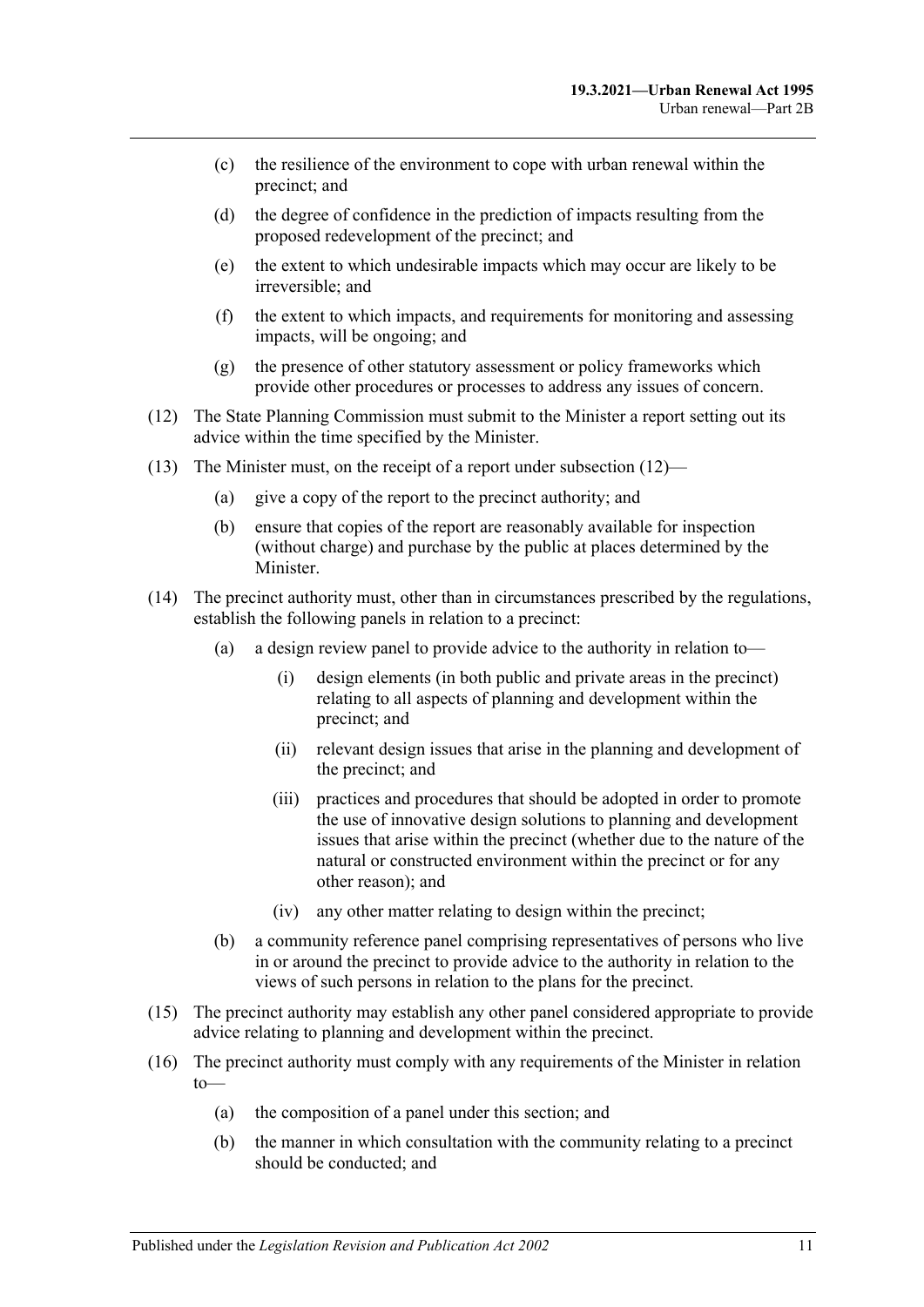(c) the resilience of the environment to cope with urban renewal within the precinct; and

(d) the degree of confidence in the prediction of impacts resulting from the proposed redevelopment of the precinct; and

(e) the extent to which undesirable impacts which may occur are likely to be irreversible; and

(f) the extent to which impacts, and requirements for monitoring and assessing impacts, will be ongoing; and

(g) the presence of other statutory assessment or policy frameworks which provide other procedures or processes to address any issues of concern.

(12) The State Planning Commission must submit to the Minister a report setting out its advice within the time specified by the Minister.

(13) The Minister must, on the receipt of a report under subsection (12)—

(a) give a copy of the report to the precinct authority; and

(b) ensure that copies of the report are reasonably available for inspection (without charge) and purchase by the public at places determined by the Minister.

(14) The precinct authority must, other than in circumstances prescribed by the regulations, establish the following panels in relation to a precinct:

(a) a design review panel to provide advice to the authority in relation to—

(i) design elements (in both public and private areas in the precinct) relating to all aspects of planning and development within the precinct; and

(ii) relevant design issues that arise in the planning and development of the precinct; and

(iii) practices and procedures that should be adopted in order to promote the use of innovative design solutions to planning and development issues that arise within the precinct (whether due to the nature of the natural or constructed environment within the precinct or for any other reason); and

(iv) any other matter relating to design within the precinct;

(b) a community reference panel comprising representatives of persons who live in or around the precinct to provide advice to the authority in relation to the views of such persons in relation to the plans for the precinct.

(15) The precinct authority may establish any other panel considered appropriate to provide advice relating to planning and development within the precinct.

(16) The precinct authority must comply with any requirements of the Minister in relation to—

(a) the composition of a panel under this section; and

(b) the manner in which consultation with the community relating to a precinct should be conducted; and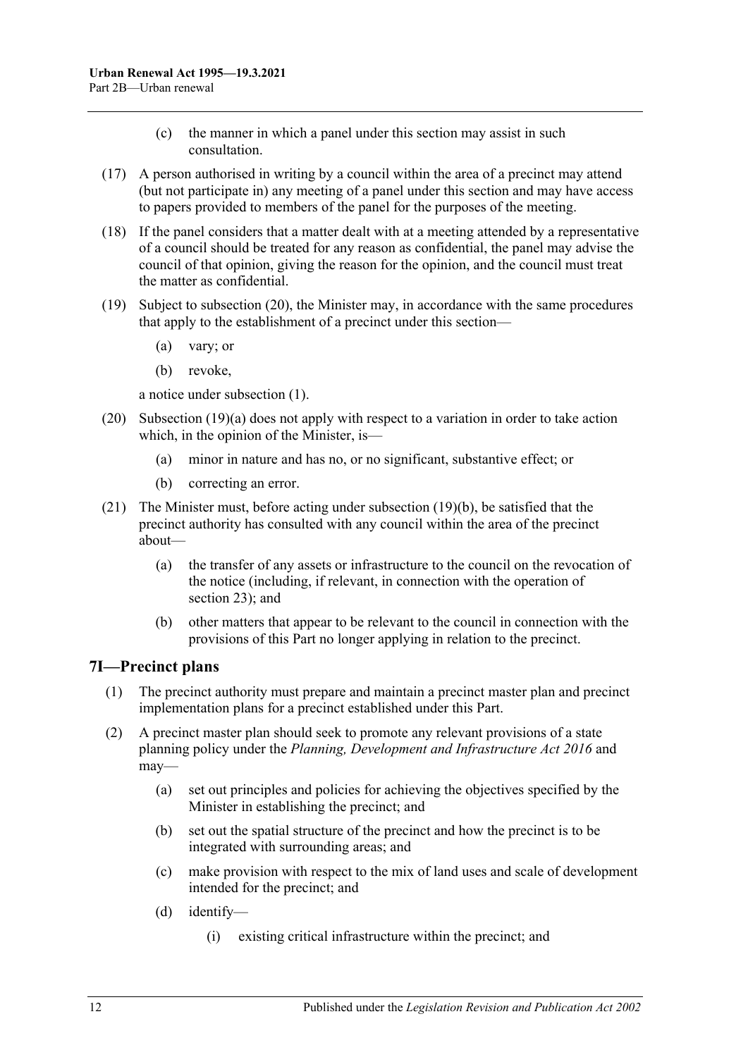(c) the manner in which a panel under this section may assist in such consultation.

(17) A person authorised in writing by a council within the area of a precinct may attend (but not participate in) any meeting of a panel under this section and may have access to papers provided to members of the panel for the purposes of the meeting.

(18) If the panel considers that a matter dealt with at a meeting attended by a representative of a council should be treated for any reason as confidential, the panel may advise the council of that opinion, giving the reason for the opinion, and the council must treat the matter as confidential.

(19) Subject to subsection (20), the Minister may, in accordance with the same procedures that apply to the establishment of a precinct under this section—

(a) vary; or

(b) revoke,

a notice under subsection (1).

(20) Subsection (19)(a) does not apply with respect to a variation in order to take action which, in the opinion of the Minister, is—

(a) minor in nature and has no, or no significant, substantive effect; or

(b) correcting an error.

(21) The Minister must, before acting under subsection (19)(b), be satisfied that the precinct authority has consulted with any council within the area of the precinct about—

(a) the transfer of any assets or infrastructure to the council on the revocation of the notice (including, if relevant, in connection with the operation of section 23); and

(b) other matters that appear to be relevant to the council in connection with the provisions of this Part no longer applying in relation to the precinct.

## 7I—Precinct plans

(1) The precinct authority must prepare and maintain a precinct master plan and precinct implementation plans for a precinct established under this Part.

(2) A precinct master plan should seek to promote any relevant provisions of a state planning policy under the *Planning, Development and Infrastructure Act 2016* and may—

(a) set out principles and policies for achieving the objectives specified by the Minister in establishing the precinct; and

(b) set out the spatial structure of the precinct and how the precinct is to be integrated with surrounding areas; and

(c) make provision with respect to the mix of land uses and scale of development intended for the precinct; and

(d) identify—

(i) existing critical infrastructure within the precinct; and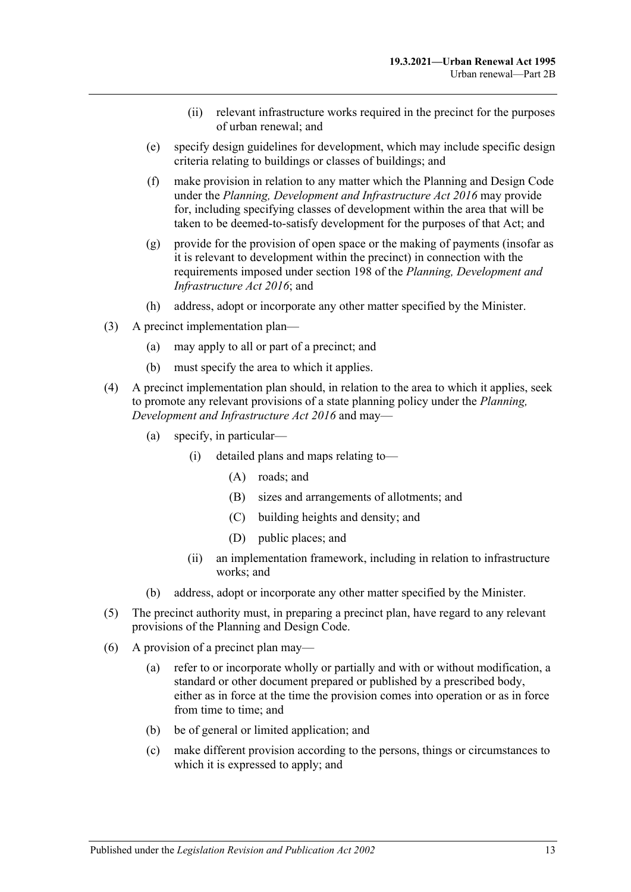(ii) relevant infrastructure works required in the precinct for the purposes of urban renewal; and

(e) specify design guidelines for development, which may include specific design criteria relating to buildings or classes of buildings; and

(f) make provision in relation to any matter which the Planning and Design Code under the *Planning, Development and Infrastructure Act 2016* may provide for, including specifying classes of development within the area that will be taken to be deemed-to-satisfy development for the purposes of that Act; and

(g) provide for the provision of open space or the making of payments (insofar as it is relevant to development within the precinct) in connection with the requirements imposed under section 198 of the *Planning, Development and Infrastructure Act 2016*; and

(h) address, adopt or incorporate any other matter specified by the Minister.

(3) A precinct implementation plan—

(a) may apply to all or part of a precinct; and

(b) must specify the area to which it applies.

(4) A precinct implementation plan should, in relation to the area to which it applies, seek to promote any relevant provisions of a state planning policy under the *Planning, Development and Infrastructure Act 2016* and may—

(a) specify, in particular—

(i) detailed plans and maps relating to—

(A) roads; and

(B) sizes and arrangements of allotments; and

(C) building heights and density; and

(D) public places; and

(ii) an implementation framework, including in relation to infrastructure works; and

(b) address, adopt or incorporate any other matter specified by the Minister.

(5) The precinct authority must, in preparing a precinct plan, have regard to any relevant provisions of the Planning and Design Code.

(6) A provision of a precinct plan may—

(a) refer to or incorporate wholly or partially and with or without modification, a standard or other document prepared or published by a prescribed body, either as in force at the time the provision comes into operation or as in force from time to time; and

(b) be of general or limited application; and

(c) make different provision according to the persons, things or circumstances to which it is expressed to apply; and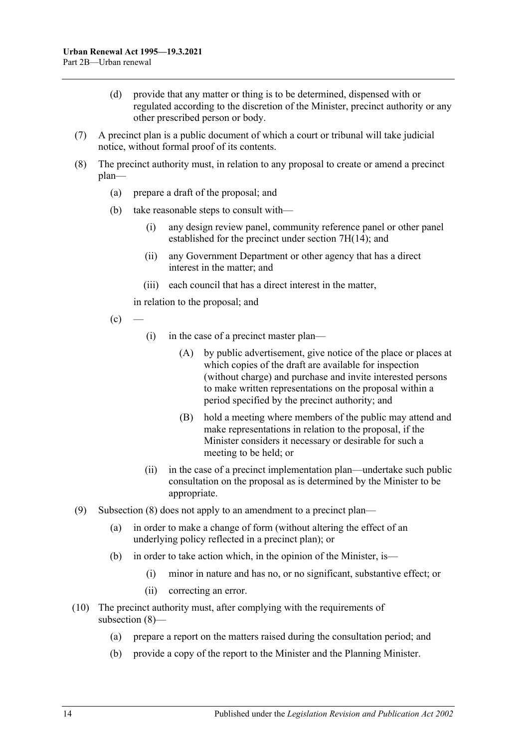(d) provide that any matter or thing is to be determined, dispensed with or regulated according to the discretion of the Minister, precinct authority or any other prescribed person or body.

(7) A precinct plan is a public document of which a court or tribunal will take judicial notice, without formal proof of its contents.

(8) The precinct authority must, in relation to any proposal to create or amend a precinct plan—

(a) prepare a draft of the proposal; and

(b) take reasonable steps to consult with—

(i) any design review panel, community reference panel or other panel established for the precinct under section 7H(14); and

(ii) any Government Department or other agency that has a direct interest in the matter; and

(iii) each council that has a direct interest in the matter,

in relation to the proposal; and

(c) —

(i) in the case of a precinct master plan—

(A) by public advertisement, give notice of the place or places at which copies of the draft are available for inspection (without charge) and purchase and invite interested persons to make written representations on the proposal within a period specified by the precinct authority; and

(B) hold a meeting where members of the public may attend and make representations in relation to the proposal, if the Minister considers it necessary or desirable for such a meeting to be held; or

(ii) in the case of a precinct implementation plan—undertake such public consultation on the proposal as is determined by the Minister to be appropriate.

(9) Subsection (8) does not apply to an amendment to a precinct plan—

(a) in order to make a change of form (without altering the effect of an underlying policy reflected in a precinct plan); or

(b) in order to take action which, in the opinion of the Minister, is—

(i) minor in nature and has no, or no significant, substantive effect; or

(ii) correcting an error.

(10) The precinct authority must, after complying with the requirements of subsection (8)—

(a) prepare a report on the matters raised during the consultation period; and

(b) provide a copy of the report to the Minister and the Planning Minister.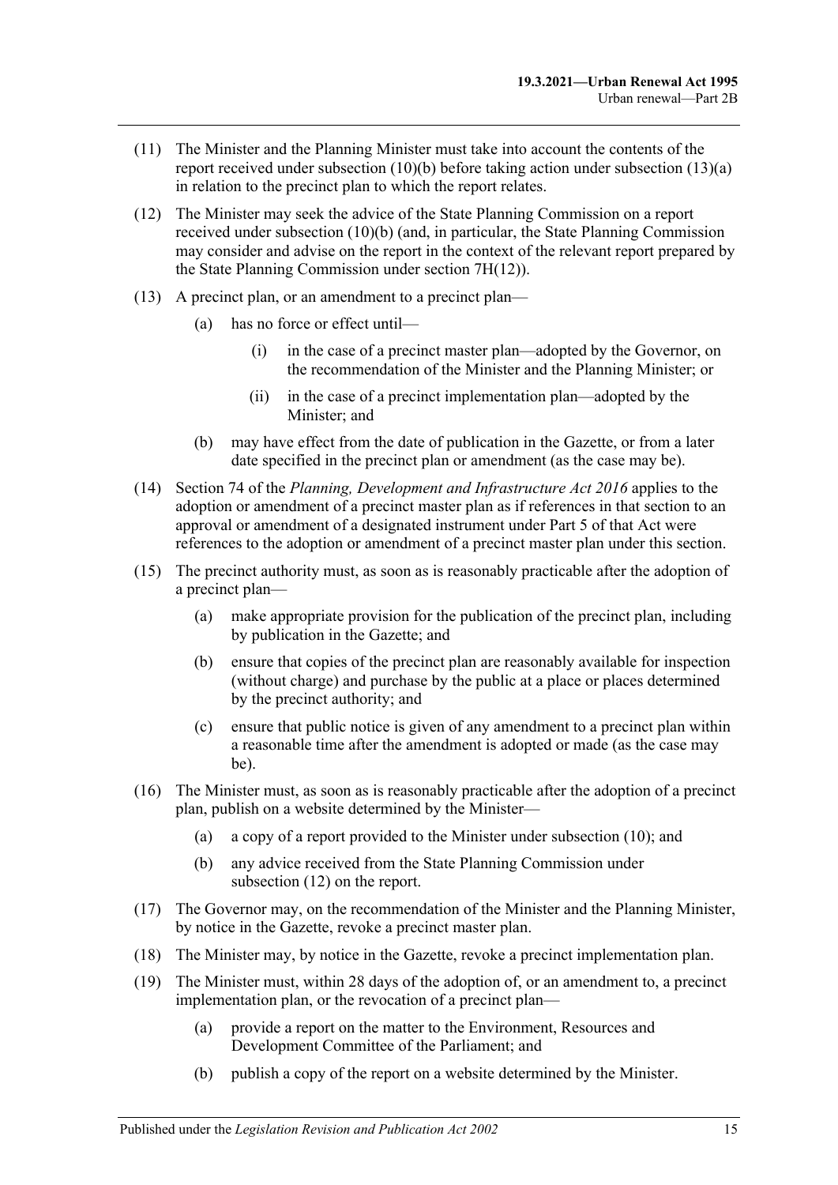(11) The Minister and the Planning Minister must take into account the contents of the report received under subsection (10)(b) before taking action under subsection (13)(a) in relation to the precinct plan to which the report relates.

(12) The Minister may seek the advice of the State Planning Commission on a report received under subsection (10)(b) (and, in particular, the State Planning Commission may consider and advise on the report in the context of the relevant report prepared by the State Planning Commission under section 7H(12)).

(13) A precinct plan, or an amendment to a precinct plan—

(a) has no force or effect until—

(i) in the case of a precinct master plan—adopted by the Governor, on the recommendation of the Minister and the Planning Minister; or

(ii) in the case of a precinct implementation plan—adopted by the Minister; and

(b) may have effect from the date of publication in the Gazette, or from a later date specified in the precinct plan or amendment (as the case may be).

(14) Section 74 of the *Planning, Development and Infrastructure Act 2016* applies to the adoption or amendment of a precinct master plan as if references in that section to an approval or amendment of a designated instrument under Part 5 of that Act were references to the adoption or amendment of a precinct master plan under this section.

(15) The precinct authority must, as soon as is reasonably practicable after the adoption of a precinct plan—

(a) make appropriate provision for the publication of the precinct plan, including by publication in the Gazette; and

(b) ensure that copies of the precinct plan are reasonably available for inspection (without charge) and purchase by the public at a place or places determined by the precinct authority; and

(c) ensure that public notice is given of any amendment to a precinct plan within a reasonable time after the amendment is adopted or made (as the case may be).

(16) The Minister must, as soon as is reasonably practicable after the adoption of a precinct plan, publish on a website determined by the Minister—

(a) a copy of a report provided to the Minister under subsection (10); and

(b) any advice received from the State Planning Commission under subsection (12) on the report.

(17) The Governor may, on the recommendation of the Minister and the Planning Minister, by notice in the Gazette, revoke a precinct master plan.

(18) The Minister may, by notice in the Gazette, revoke a precinct implementation plan.

(19) The Minister must, within 28 days of the adoption of, or an amendment to, a precinct implementation plan, or the revocation of a precinct plan—

(a) provide a report on the matter to the Environment, Resources and Development Committee of the Parliament; and

(b) publish a copy of the report on a website determined by the Minister.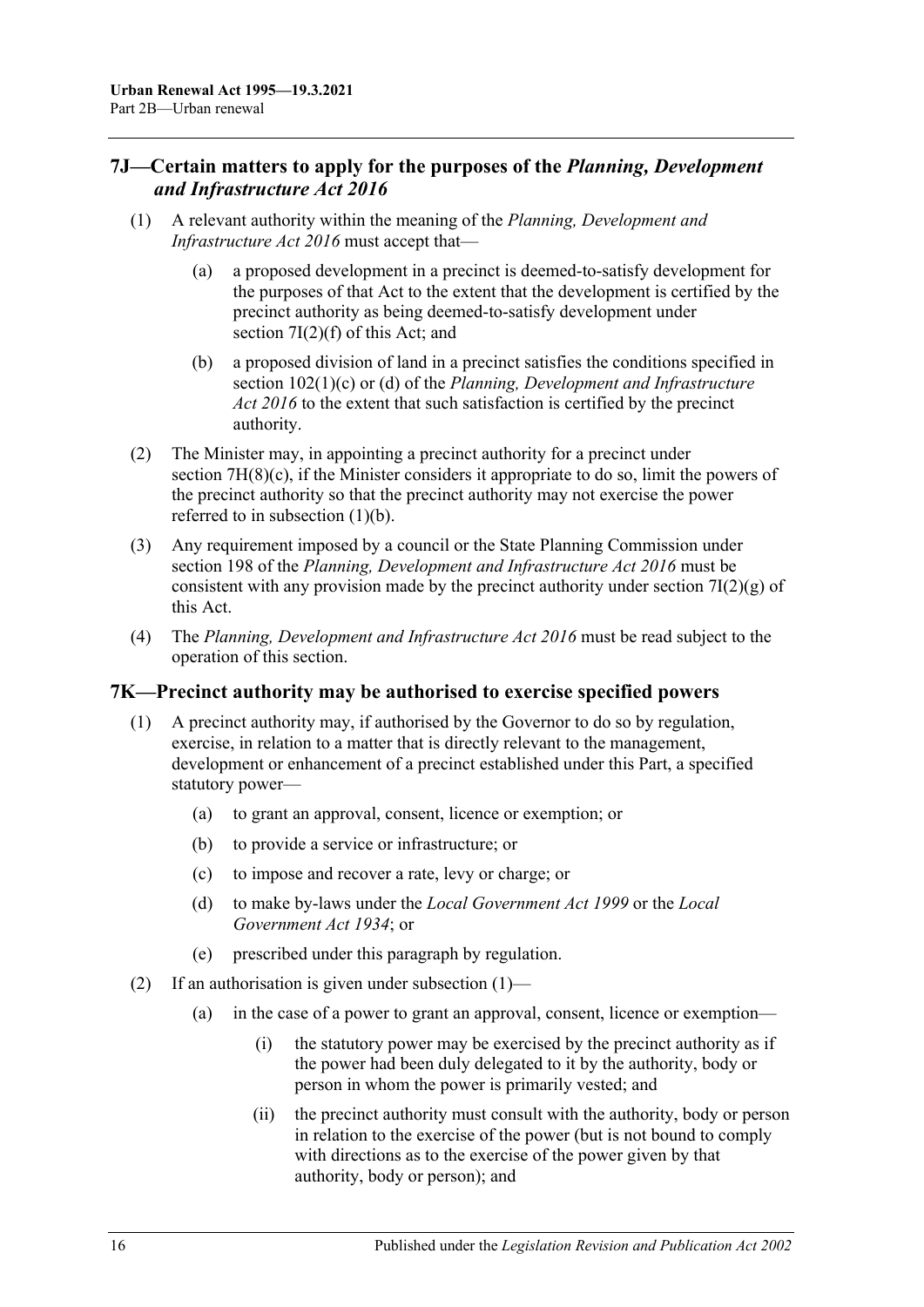## 7J—Certain matters to apply for the purposes of the *Planning, Development and Infrastructure Act 2016*

(1) A relevant authority within the meaning of the *Planning, Development and Infrastructure Act 2016* must accept that—

(a) a proposed development in a precinct is deemed-to-satisfy development for the purposes of that Act to the extent that the development is certified by the precinct authority as being deemed-to-satisfy development under section 7I(2)(f) of this Act; and

(b) a proposed division of land in a precinct satisfies the conditions specified in section 102(1)(c) or (d) of the *Planning, Development and Infrastructure Act 2016* to the extent that such satisfaction is certified by the precinct authority.

(2) The Minister may, in appointing a precinct authority for a precinct under section 7H(8)(c), if the Minister considers it appropriate to do so, limit the powers of the precinct authority so that the precinct authority may not exercise the power referred to in subsection (1)(b).

(3) Any requirement imposed by a council or the State Planning Commission under section 198 of the *Planning, Development and Infrastructure Act 2016* must be consistent with any provision made by the precinct authority under section 7I(2)(g) of this Act.

(4) The *Planning, Development and Infrastructure Act 2016* must be read subject to the operation of this section.

## 7K—Precinct authority may be authorised to exercise specified powers

(1) A precinct authority may, if authorised by the Governor to do so by regulation, exercise, in relation to a matter that is directly relevant to the management, development or enhancement of a precinct established under this Part, a specified statutory power—

(a) to grant an approval, consent, licence or exemption; or

(b) to provide a service or infrastructure; or

(c) to impose and recover a rate, levy or charge; or

(d) to make by-laws under the *Local Government Act 1999* or the *Local Government Act 1934*; or

(e) prescribed under this paragraph by regulation.

(2) If an authorisation is given under subsection (1)—

(a) in the case of a power to grant an approval, consent, licence or exemption—

(i) the statutory power may be exercised by the precinct authority as if the power had been duly delegated to it by the authority, body or person in whom the power is primarily vested; and

(ii) the precinct authority must consult with the authority, body or person in relation to the exercise of the power (but is not bound to comply with directions as to the exercise of the power given by that authority, body or person); and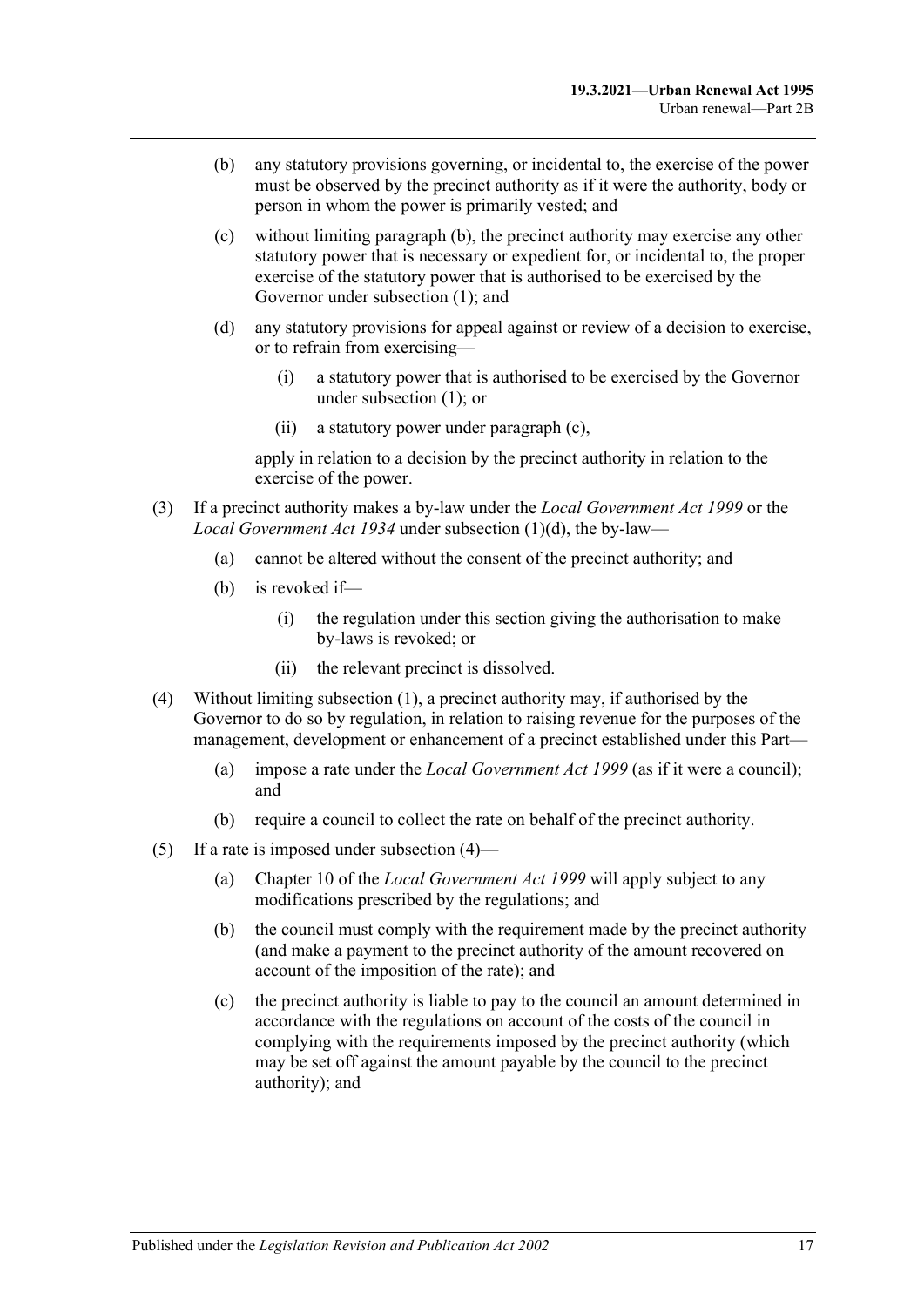(b) any statutory provisions governing, or incidental to, the exercise of the power must be observed by the precinct authority as if it were the authority, body or person in whom the power is primarily vested; and

(c) without limiting paragraph (b), the precinct authority may exercise any other statutory power that is necessary or expedient for, or incidental to, the proper exercise of the statutory power that is authorised to be exercised by the Governor under subsection (1); and

(d) any statutory provisions for appeal against or review of a decision to exercise, or to refrain from exercising—

   (i) a statutory power that is authorised to be exercised by the Governor under subsection (1); or

   (ii) a statutory power under paragraph (c),

   apply in relation to a decision by the precinct authority in relation to the exercise of the power.

(3) If a precinct authority makes a by-law under the *Local Government Act 1999* or the *Local Government Act 1934* under subsection (1)(d), the by-law—

   (a) cannot be altered without the consent of the precinct authority; and

   (b) is revoked if—

      (i) the regulation under this section giving the authorisation to make by-laws is revoked; or

      (ii) the relevant precinct is dissolved.

(4) Without limiting subsection (1), a precinct authority may, if authorised by the Governor to do so by regulation, in relation to raising revenue for the purposes of the management, development or enhancement of a precinct established under this Part—

   (a) impose a rate under the *Local Government Act 1999* (as if it were a council); and

   (b) require a council to collect the rate on behalf of the precinct authority.

(5) If a rate is imposed under subsection (4)—

   (a) Chapter 10 of the *Local Government Act 1999* will apply subject to any modifications prescribed by the regulations; and

   (b) the council must comply with the requirement made by the precinct authority (and make a payment to the precinct authority of the amount recovered on account of the imposition of the rate); and

   (c) the precinct authority is liable to pay to the council an amount determined in accordance with the regulations on account of the costs of the council in complying with the requirements imposed by the precinct authority (which may be set off against the amount payable by the council to the precinct authority); and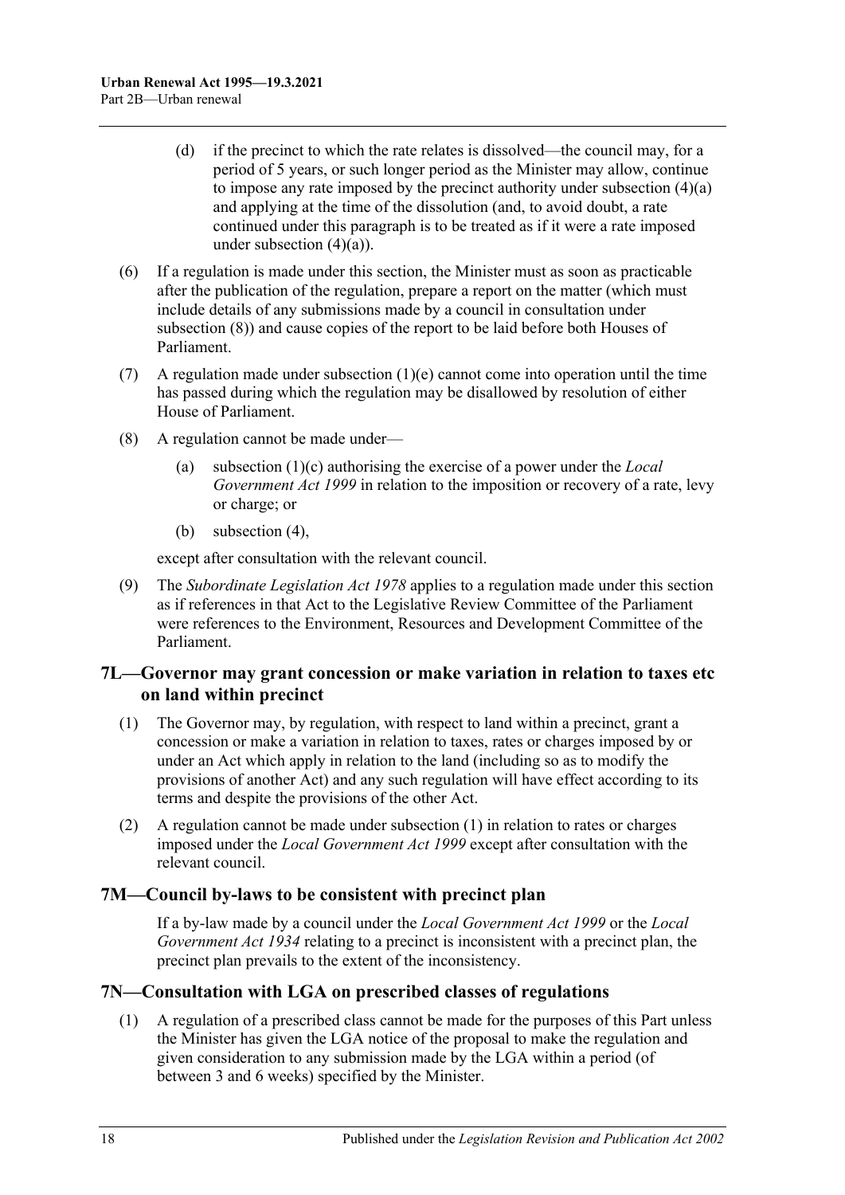(d) if the precinct to which the rate relates is dissolved—the council may, for a period of 5 years, or such longer period as the Minister may allow, continue to impose any rate imposed by the precinct authority under subsection (4)(a) and applying at the time of the dissolution (and, to avoid doubt, a rate continued under this paragraph is to be treated as if it were a rate imposed under subsection (4)(a)).

(6) If a regulation is made under this section, the Minister must as soon as practicable after the publication of the regulation, prepare a report on the matter (which must include details of any submissions made by a council in consultation under subsection (8)) and cause copies of the report to be laid before both Houses of Parliament.

(7) A regulation made under subsection (1)(e) cannot come into operation until the time has passed during which the regulation may be disallowed by resolution of either House of Parliament.

(8) A regulation cannot be made under—

(a) subsection (1)(c) authorising the exercise of a power under the *Local Government Act 1999* in relation to the imposition or recovery of a rate, levy or charge; or

(b) subsection (4),

except after consultation with the relevant council.

(9) The *Subordinate Legislation Act 1978* applies to a regulation made under this section as if references in that Act to the Legislative Review Committee of the Parliament were references to the Environment, Resources and Development Committee of the Parliament.

## 7L—Governor may grant concession or make variation in relation to taxes etc on land within precinct

(1) The Governor may, by regulation, with respect to land within a precinct, grant a concession or make a variation in relation to taxes, rates or charges imposed by or under an Act which apply in relation to the land (including so as to modify the provisions of another Act) and any such regulation will have effect according to its terms and despite the provisions of the other Act.

(2) A regulation cannot be made under subsection (1) in relation to rates or charges imposed under the *Local Government Act 1999* except after consultation with the relevant council.

## 7M—Council by-laws to be consistent with precinct plan

If a by-law made by a council under the *Local Government Act 1999* or the *Local Government Act 1934* relating to a precinct is inconsistent with a precinct plan, the precinct plan prevails to the extent of the inconsistency.

## 7N—Consultation with LGA on prescribed classes of regulations

(1) A regulation of a prescribed class cannot be made for the purposes of this Part unless the Minister has given the LGA notice of the proposal to make the regulation and given consideration to any submission made by the LGA within a period (of between 3 and 6 weeks) specified by the Minister.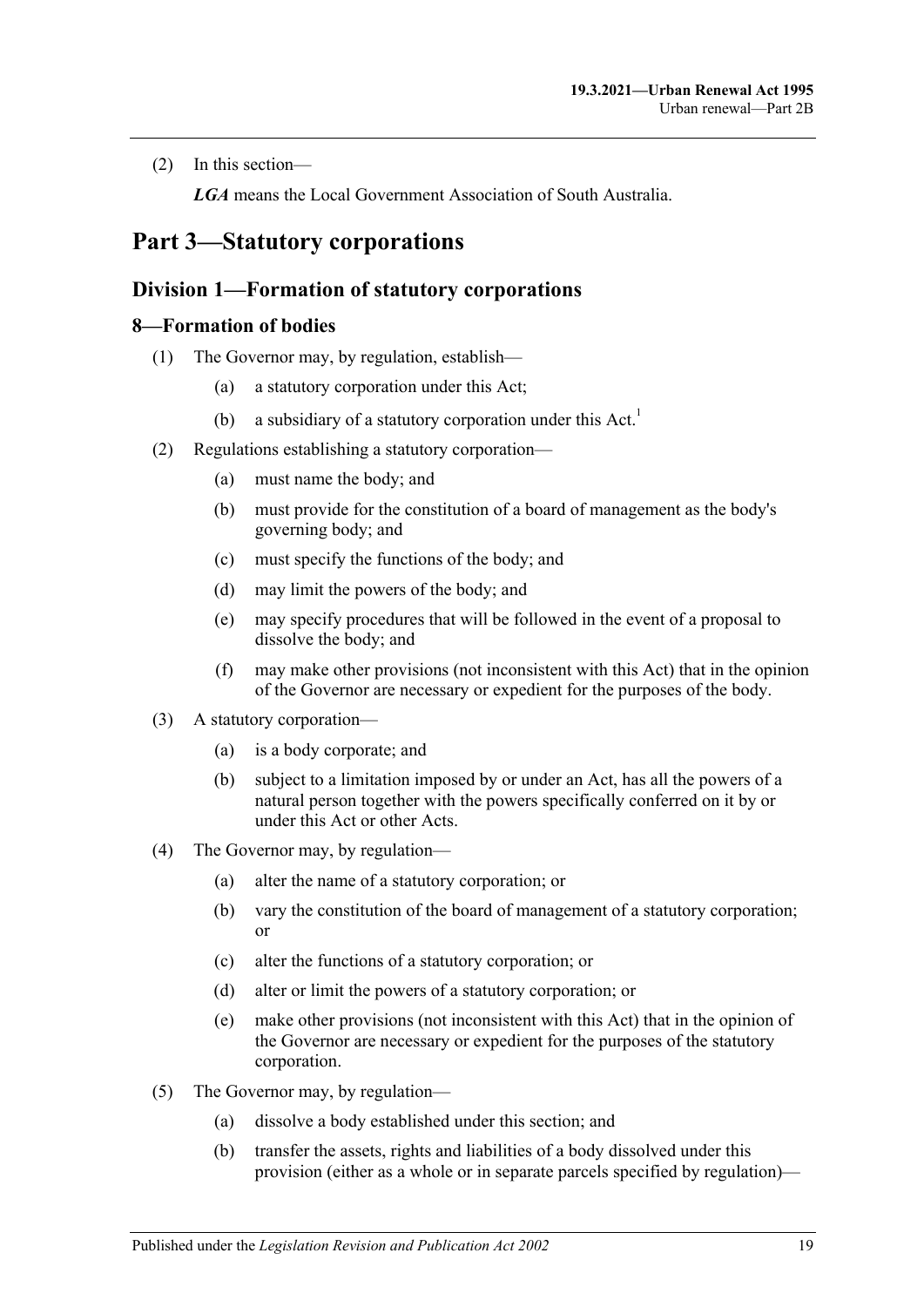(2) In this section—

*LGA* means the Local Government Association of South Australia.

# Part 3—Statutory corporations

## Division 1—Formation of statutory corporations

### 8—Formation of bodies

(1) The Governor may, by regulation, establish—

(a) a statutory corporation under this Act;

(b) a subsidiary of a statutory corporation under this Act.[1]

(2) Regulations establishing a statutory corporation—

(a) must name the body; and

(b) must provide for the constitution of a board of management as the body's governing body; and

(c) must specify the functions of the body; and

(d) may limit the powers of the body; and

(e) may specify procedures that will be followed in the event of a proposal to dissolve the body; and

(f) may make other provisions (not inconsistent with this Act) that in the opinion of the Governor are necessary or expedient for the purposes of the body.

(3) A statutory corporation—

(a) is a body corporate; and

(b) subject to a limitation imposed by or under an Act, has all the powers of a natural person together with the powers specifically conferred on it by or under this Act or other Acts.

(4) The Governor may, by regulation—

(a) alter the name of a statutory corporation; or

(b) vary the constitution of the board of management of a statutory corporation; or

(c) alter the functions of a statutory corporation; or

(d) alter or limit the powers of a statutory corporation; or

(e) make other provisions (not inconsistent with this Act) that in the opinion of the Governor are necessary or expedient for the purposes of the statutory corporation.

(5) The Governor may, by regulation—

(a) dissolve a body established under this section; and

(b) transfer the assets, rights and liabilities of a body dissolved under this provision (either as a whole or in separate parcels specified by regulation)—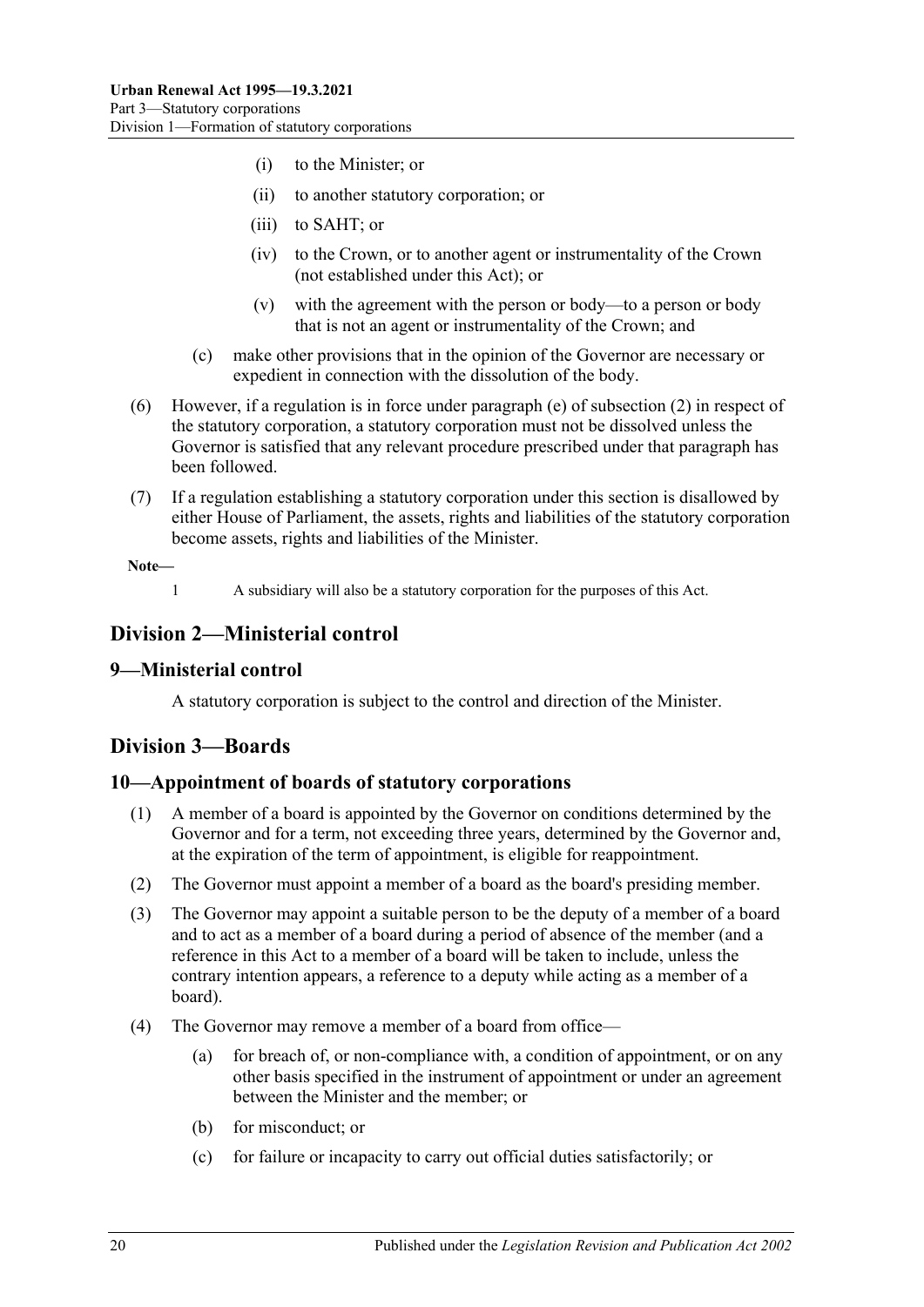(i) to the Minister; or

(ii) to another statutory corporation; or

(iii) to SAHT; or

(iv) to the Crown, or to another agent or instrumentality of the Crown (not established under this Act); or

(v) with the agreement with the person or body—to a person or body that is not an agent or instrumentality of the Crown; and

(c) make other provisions that in the opinion of the Governor are necessary or expedient in connection with the dissolution of the body.

(6) However, if a regulation is in force under paragraph (e) of subsection (2) in respect of the statutory corporation, a statutory corporation must not be dissolved unless the Governor is satisfied that any relevant procedure prescribed under that paragraph has been followed.

(7) If a regulation establishing a statutory corporation under this section is disallowed by either House of Parliament, the assets, rights and liabilities of the statutory corporation become assets, rights and liabilities of the Minister.

**Note—**

1 A subsidiary will also be a statutory corporation for the purposes of this Act.

## Division 2—Ministerial control

### 9—Ministerial control

A statutory corporation is subject to the control and direction of the Minister.

## Division 3—Boards

### 10—Appointment of boards of statutory corporations

(1) A member of a board is appointed by the Governor on conditions determined by the Governor and for a term, not exceeding three years, determined by the Governor and, at the expiration of the term of appointment, is eligible for reappointment.

(2) The Governor must appoint a member of a board as the board's presiding member.

(3) The Governor may appoint a suitable person to be the deputy of a member of a board and to act as a member of a board during a period of absence of the member (and a reference in this Act to a member of a board will be taken to include, unless the contrary intention appears, a reference to a deputy while acting as a member of a board).

(4) The Governor may remove a member of a board from office—

(a) for breach of, or non-compliance with, a condition of appointment, or on any other basis specified in the instrument of appointment or under an agreement between the Minister and the member; or

(b) for misconduct; or

(c) for failure or incapacity to carry out official duties satisfactorily; or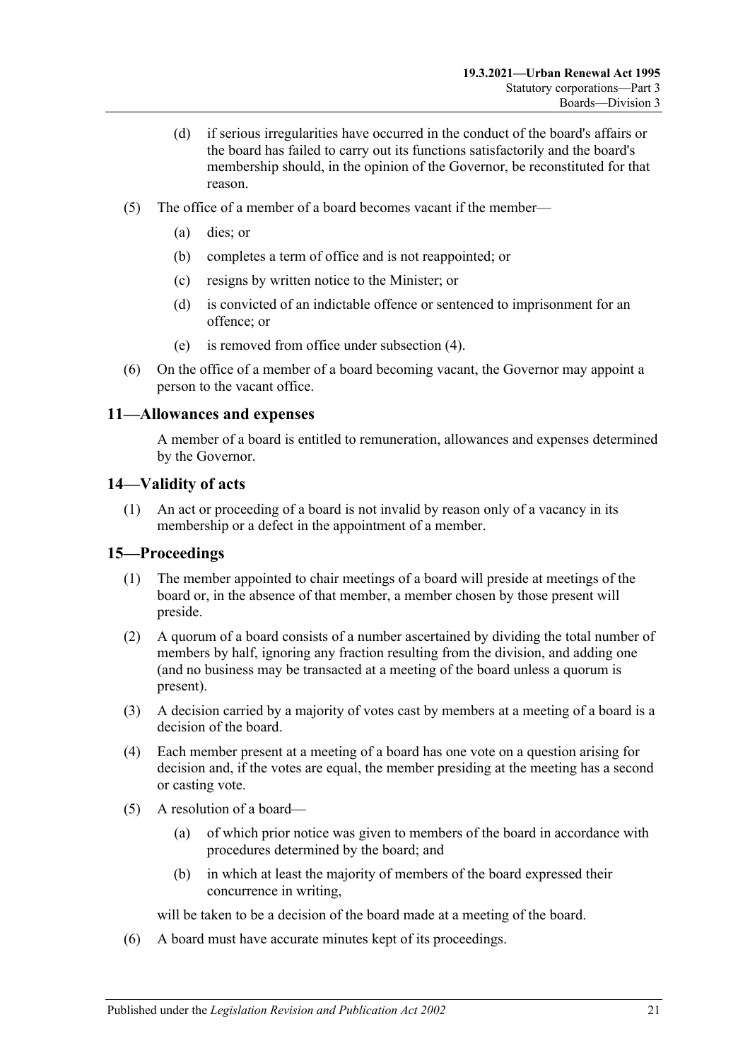(d) if serious irregularities have occurred in the conduct of the board's affairs or the board has failed to carry out its functions satisfactorily and the board's membership should, in the opinion of the Governor, be reconstituted for that reason.

(5) The office of a member of a board becomes vacant if the member—

(a) dies; or

(b) completes a term of office and is not reappointed; or

(c) resigns by written notice to the Minister; or

(d) is convicted of an indictable offence or sentenced to imprisonment for an offence; or

(e) is removed from office under subsection (4).

(6) On the office of a member of a board becoming vacant, the Governor may appoint a person to the vacant office.

## 11—Allowances and expenses

A member of a board is entitled to remuneration, allowances and expenses determined by the Governor.

## 14—Validity of acts

(1) An act or proceeding of a board is not invalid by reason only of a vacancy in its membership or a defect in the appointment of a member.

## 15—Proceedings

(1) The member appointed to chair meetings of a board will preside at meetings of the board or, in the absence of that member, a member chosen by those present will preside.

(2) A quorum of a board consists of a number ascertained by dividing the total number of members by half, ignoring any fraction resulting from the division, and adding one (and no business may be transacted at a meeting of the board unless a quorum is present).

(3) A decision carried by a majority of votes cast by members at a meeting of a board is a decision of the board.

(4) Each member present at a meeting of a board has one vote on a question arising for decision and, if the votes are equal, the member presiding at the meeting has a second or casting vote.

(5) A resolution of a board—

(a) of which prior notice was given to members of the board in accordance with procedures determined by the board; and

(b) in which at least the majority of members of the board expressed their concurrence in writing,

will be taken to be a decision of the board made at a meeting of the board.

(6) A board must have accurate minutes kept of its proceedings.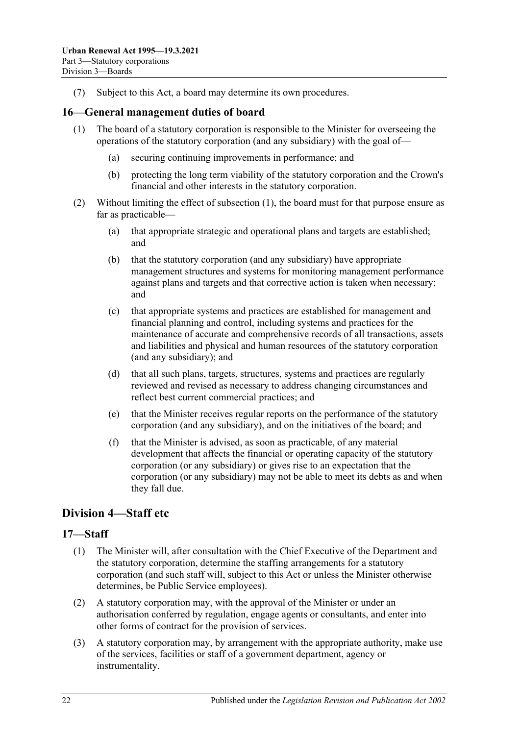(7) Subject to this Act, a board may determine its own procedures.

## 16—General management duties of board

(1) The board of a statutory corporation is responsible to the Minister for overseeing the operations of the statutory corporation (and any subsidiary) with the goal of—

(a) securing continuing improvements in performance; and

(b) protecting the long term viability of the statutory corporation and the Crown's financial and other interests in the statutory corporation.

(2) Without limiting the effect of subsection (1), the board must for that purpose ensure as far as practicable—

(a) that appropriate strategic and operational plans and targets are established; and

(b) that the statutory corporation (and any subsidiary) have appropriate management structures and systems for monitoring management performance against plans and targets and that corrective action is taken when necessary; and

(c) that appropriate systems and practices are established for management and financial planning and control, including systems and practices for the maintenance of accurate and comprehensive records of all transactions, assets and liabilities and physical and human resources of the statutory corporation (and any subsidiary); and

(d) that all such plans, targets, structures, systems and practices are regularly reviewed and revised as necessary to address changing circumstances and reflect best current commercial practices; and

(e) that the Minister receives regular reports on the performance of the statutory corporation (and any subsidiary), and on the initiatives of the board; and

(f) that the Minister is advised, as soon as practicable, of any material development that affects the financial or operating capacity of the statutory corporation (or any subsidiary) or gives rise to an expectation that the corporation (or any subsidiary) may not be able to meet its debts as and when they fall due.

# Division 4—Staff etc

## 17—Staff

(1) The Minister will, after consultation with the Chief Executive of the Department and the statutory corporation, determine the staffing arrangements for a statutory corporation (and such staff will, subject to this Act or unless the Minister otherwise determines, be Public Service employees).

(2) A statutory corporation may, with the approval of the Minister or under an authorisation conferred by regulation, engage agents or consultants, and enter into other forms of contract for the provision of services.

(3) A statutory corporation may, by arrangement with the appropriate authority, make use of the services, facilities or staff of a government department, agency or instrumentality.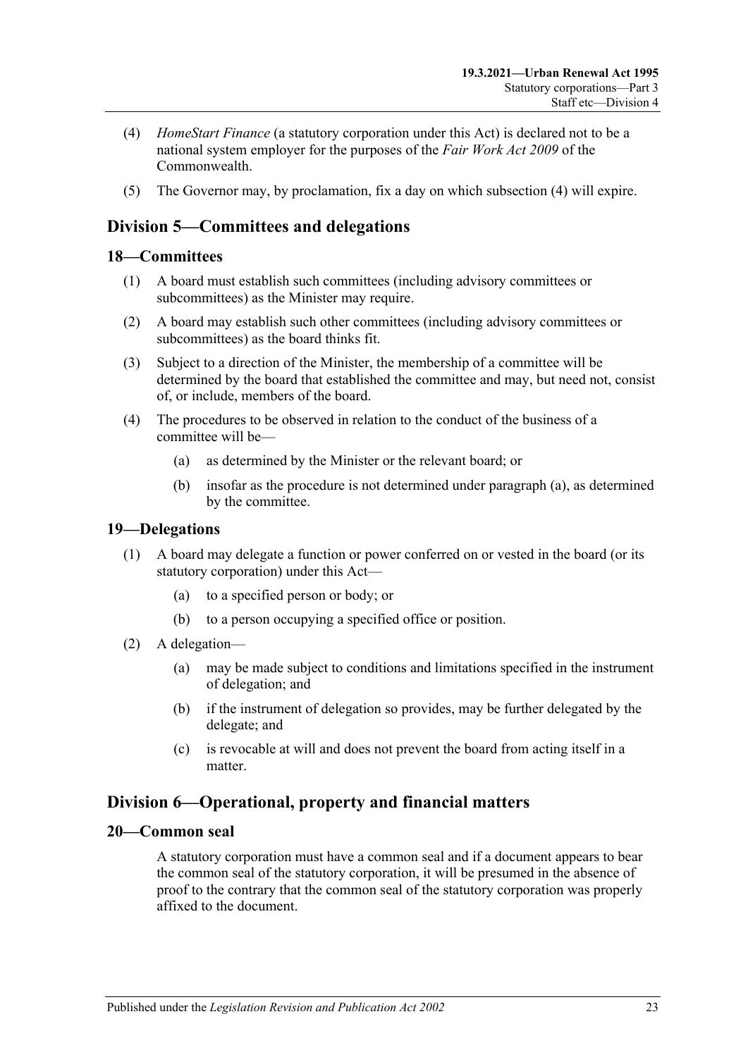(4) *HomeStart Finance* (a statutory corporation under this Act) is declared not to be a national system employer for the purposes of the *Fair Work Act 2009* of the Commonwealth.

(5) The Governor may, by proclamation, fix a day on which subsection (4) will expire.

## Division 5—Committees and delegations

### 18—Committees

(1) A board must establish such committees (including advisory committees or subcommittees) as the Minister may require.

(2) A board may establish such other committees (including advisory committees or subcommittees) as the board thinks fit.

(3) Subject to a direction of the Minister, the membership of a committee will be determined by the board that established the committee and may, but need not, consist of, or include, members of the board.

(4) The procedures to be observed in relation to the conduct of the business of a committee will be—

- (a) as determined by the Minister or the relevant board; or
- (b) insofar as the procedure is not determined under paragraph (a), as determined by the committee.

### 19—Delegations

(1) A board may delegate a function or power conferred on or vested in the board (or its statutory corporation) under this Act—

- (a) to a specified person or body; or
- (b) to a person occupying a specified office or position.

(2) A delegation—

- (a) may be made subject to conditions and limitations specified in the instrument of delegation; and
- (b) if the instrument of delegation so provides, may be further delegated by the delegate; and
- (c) is revocable at will and does not prevent the board from acting itself in a matter.

## Division 6—Operational, property and financial matters

### 20—Common seal

A statutory corporation must have a common seal and if a document appears to bear the common seal of the statutory corporation, it will be presumed in the absence of proof to the contrary that the common seal of the statutory corporation was properly affixed to the document.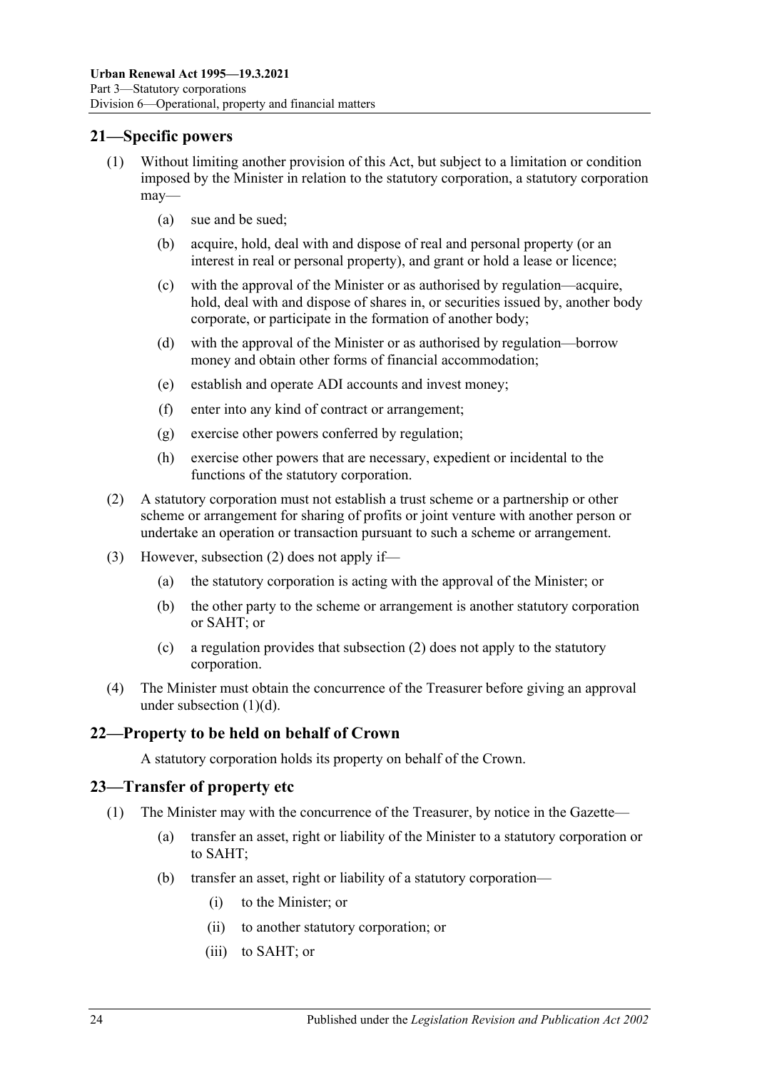## 21—Specific powers

(1) Without limiting another provision of this Act, but subject to a limitation or condition imposed by the Minister in relation to the statutory corporation, a statutory corporation may—

(a) sue and be sued;

(b) acquire, hold, deal with and dispose of real and personal property (or an interest in real or personal property), and grant or hold a lease or licence;

(c) with the approval of the Minister or as authorised by regulation—acquire, hold, deal with and dispose of shares in, or securities issued by, another body corporate, or participate in the formation of another body;

(d) with the approval of the Minister or as authorised by regulation—borrow money and obtain other forms of financial accommodation;

(e) establish and operate ADI accounts and invest money;

(f) enter into any kind of contract or arrangement;

(g) exercise other powers conferred by regulation;

(h) exercise other powers that are necessary, expedient or incidental to the functions of the statutory corporation.

(2) A statutory corporation must not establish a trust scheme or a partnership or other scheme or arrangement for sharing of profits or joint venture with another person or undertake an operation or transaction pursuant to such a scheme or arrangement.

(3) However, subsection (2) does not apply if—

(a) the statutory corporation is acting with the approval of the Minister; or

(b) the other party to the scheme or arrangement is another statutory corporation or SAHT; or

(c) a regulation provides that subsection (2) does not apply to the statutory corporation.

(4) The Minister must obtain the concurrence of the Treasurer before giving an approval under subsection (1)(d).

## 22—Property to be held on behalf of Crown

A statutory corporation holds its property on behalf of the Crown.

## 23—Transfer of property etc

(1) The Minister may with the concurrence of the Treasurer, by notice in the Gazette—

(a) transfer an asset, right or liability of the Minister to a statutory corporation or to SAHT;

(b) transfer an asset, right or liability of a statutory corporation—

(i) to the Minister; or

(ii) to another statutory corporation; or

(iii) to SAHT; or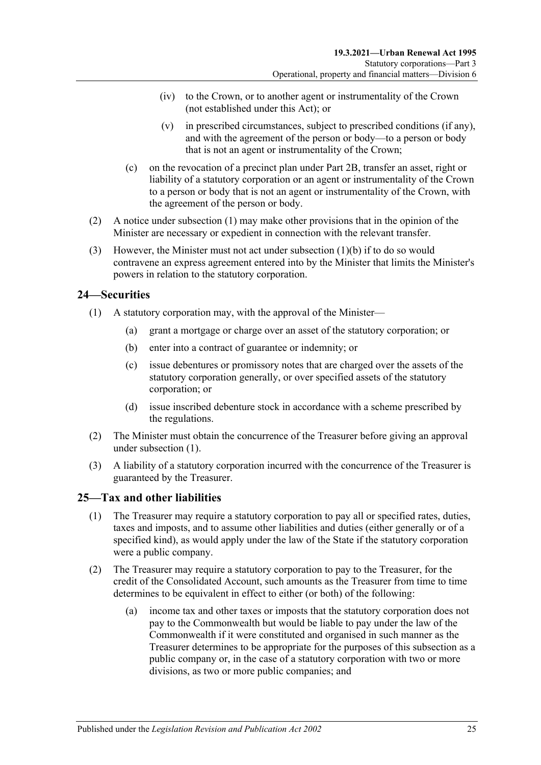(iv) to the Crown, or to another agent or instrumentality of the Crown (not established under this Act); or

(v) in prescribed circumstances, subject to prescribed conditions (if any), and with the agreement of the person or body—to a person or body that is not an agent or instrumentality of the Crown;

(c) on the revocation of a precinct plan under Part 2B, transfer an asset, right or liability of a statutory corporation or an agent or instrumentality of the Crown to a person or body that is not an agent or instrumentality of the Crown, with the agreement of the person or body.

(2) A notice under subsection (1) may make other provisions that in the opinion of the Minister are necessary or expedient in connection with the relevant transfer.

(3) However, the Minister must not act under subsection (1)(b) if to do so would contravene an express agreement entered into by the Minister that limits the Minister's powers in relation to the statutory corporation.

## 24—Securities

(1) A statutory corporation may, with the approval of the Minister—

(a) grant a mortgage or charge over an asset of the statutory corporation; or

(b) enter into a contract of guarantee or indemnity; or

(c) issue debentures or promissory notes that are charged over the assets of the statutory corporation generally, or over specified assets of the statutory corporation; or

(d) issue inscribed debenture stock in accordance with a scheme prescribed by the regulations.

(2) The Minister must obtain the concurrence of the Treasurer before giving an approval under subsection (1).

(3) A liability of a statutory corporation incurred with the concurrence of the Treasurer is guaranteed by the Treasurer.

## 25—Tax and other liabilities

(1) The Treasurer may require a statutory corporation to pay all or specified rates, duties, taxes and imposts, and to assume other liabilities and duties (either generally or of a specified kind), as would apply under the law of the State if the statutory corporation were a public company.

(2) The Treasurer may require a statutory corporation to pay to the Treasurer, for the credit of the Consolidated Account, such amounts as the Treasurer from time to time determines to be equivalent in effect to either (or both) of the following:

(a) income tax and other taxes or imposts that the statutory corporation does not pay to the Commonwealth but would be liable to pay under the law of the Commonwealth if it were constituted and organised in such manner as the Treasurer determines to be appropriate for the purposes of this subsection as a public company or, in the case of a statutory corporation with two or more divisions, as two or more public companies; and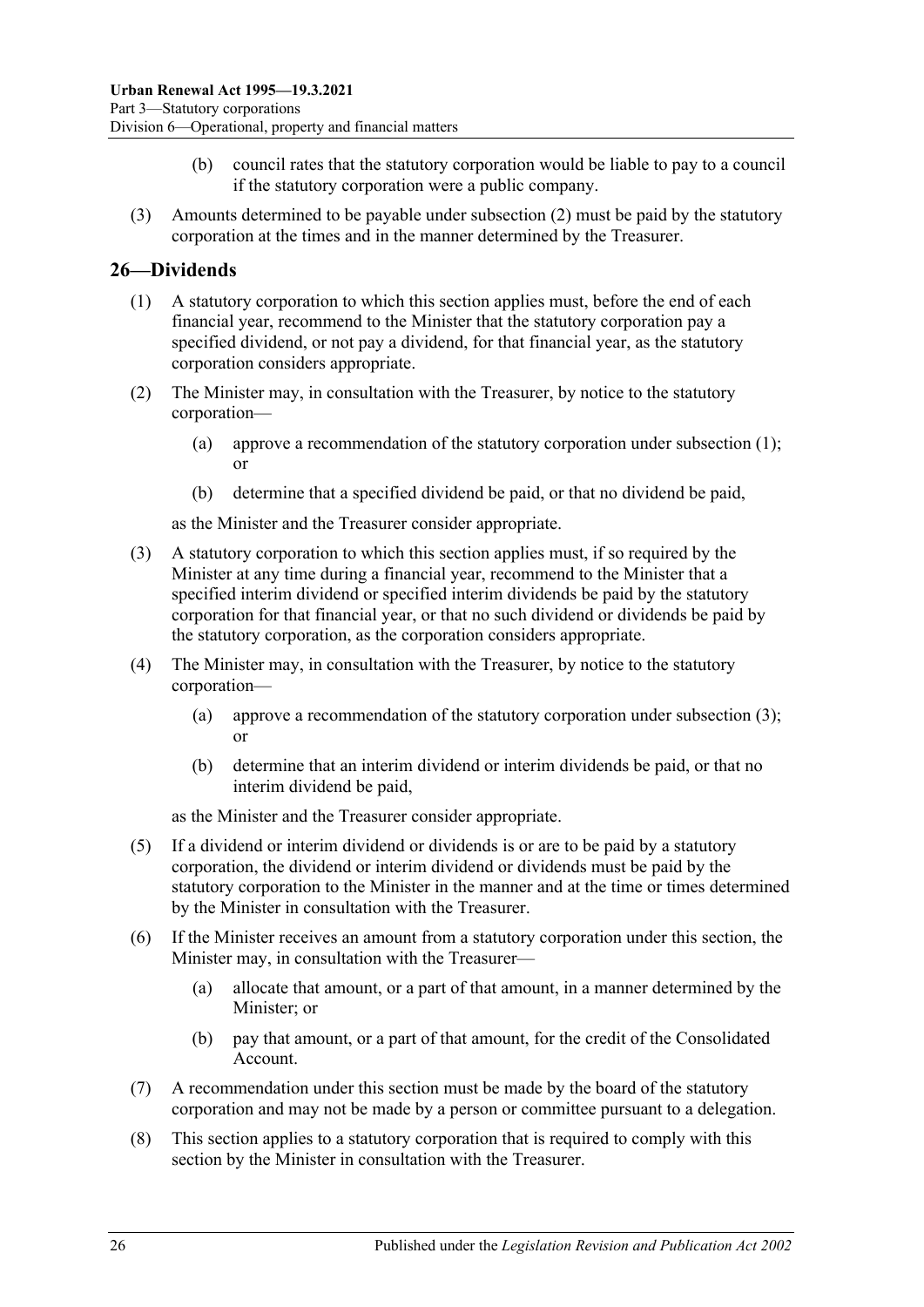(b) council rates that the statutory corporation would be liable to pay to a council if the statutory corporation were a public company.

(3) Amounts determined to be payable under subsection (2) must be paid by the statutory corporation at the times and in the manner determined by the Treasurer.

## 26—Dividends

(1) A statutory corporation to which this section applies must, before the end of each financial year, recommend to the Minister that the statutory corporation pay a specified dividend, or not pay a dividend, for that financial year, as the statutory corporation considers appropriate.

(2) The Minister may, in consultation with the Treasurer, by notice to the statutory corporation—

(a) approve a recommendation of the statutory corporation under subsection (1); or

(b) determine that a specified dividend be paid, or that no dividend be paid,

as the Minister and the Treasurer consider appropriate.

(3) A statutory corporation to which this section applies must, if so required by the Minister at any time during a financial year, recommend to the Minister that a specified interim dividend or specified interim dividends be paid by the statutory corporation for that financial year, or that no such dividend or dividends be paid by the statutory corporation, as the corporation considers appropriate.

(4) The Minister may, in consultation with the Treasurer, by notice to the statutory corporation—

(a) approve a recommendation of the statutory corporation under subsection (3); or

(b) determine that an interim dividend or interim dividends be paid, or that no interim dividend be paid,

as the Minister and the Treasurer consider appropriate.

(5) If a dividend or interim dividend or dividends is or are to be paid by a statutory corporation, the dividend or interim dividend or dividends must be paid by the statutory corporation to the Minister in the manner and at the time or times determined by the Minister in consultation with the Treasurer.

(6) If the Minister receives an amount from a statutory corporation under this section, the Minister may, in consultation with the Treasurer—

(a) allocate that amount, or a part of that amount, in a manner determined by the Minister; or

(b) pay that amount, or a part of that amount, for the credit of the Consolidated Account.

(7) A recommendation under this section must be made by the board of the statutory corporation and may not be made by a person or committee pursuant to a delegation.

(8) This section applies to a statutory corporation that is required to comply with this section by the Minister in consultation with the Treasurer.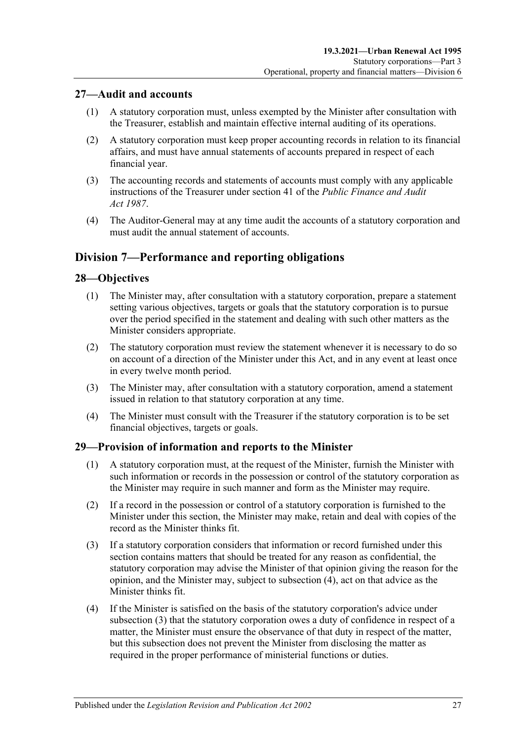## 27—Audit and accounts

(1) A statutory corporation must, unless exempted by the Minister after consultation with the Treasurer, establish and maintain effective internal auditing of its operations.

(2) A statutory corporation must keep proper accounting records in relation to its financial affairs, and must have annual statements of accounts prepared in respect of each financial year.

(3) The accounting records and statements of accounts must comply with any applicable instructions of the Treasurer under section 41 of the *Public Finance and Audit Act 1987*.

(4) The Auditor-General may at any time audit the accounts of a statutory corporation and must audit the annual statement of accounts.

# Division 7—Performance and reporting obligations

## 28—Objectives

(1) The Minister may, after consultation with a statutory corporation, prepare a statement setting various objectives, targets or goals that the statutory corporation is to pursue over the period specified in the statement and dealing with such other matters as the Minister considers appropriate.

(2) The statutory corporation must review the statement whenever it is necessary to do so on account of a direction of the Minister under this Act, and in any event at least once in every twelve month period.

(3) The Minister may, after consultation with a statutory corporation, amend a statement issued in relation to that statutory corporation at any time.

(4) The Minister must consult with the Treasurer if the statutory corporation is to be set financial objectives, targets or goals.

## 29—Provision of information and reports to the Minister

(1) A statutory corporation must, at the request of the Minister, furnish the Minister with such information or records in the possession or control of the statutory corporation as the Minister may require in such manner and form as the Minister may require.

(2) If a record in the possession or control of a statutory corporation is furnished to the Minister under this section, the Minister may make, retain and deal with copies of the record as the Minister thinks fit.

(3) If a statutory corporation considers that information or record furnished under this section contains matters that should be treated for any reason as confidential, the statutory corporation may advise the Minister of that opinion giving the reason for the opinion, and the Minister may, subject to subsection (4), act on that advice as the Minister thinks fit.

(4) If the Minister is satisfied on the basis of the statutory corporation's advice under subsection (3) that the statutory corporation owes a duty of confidence in respect of a matter, the Minister must ensure the observance of that duty in respect of the matter, but this subsection does not prevent the Minister from disclosing the matter as required in the proper performance of ministerial functions or duties.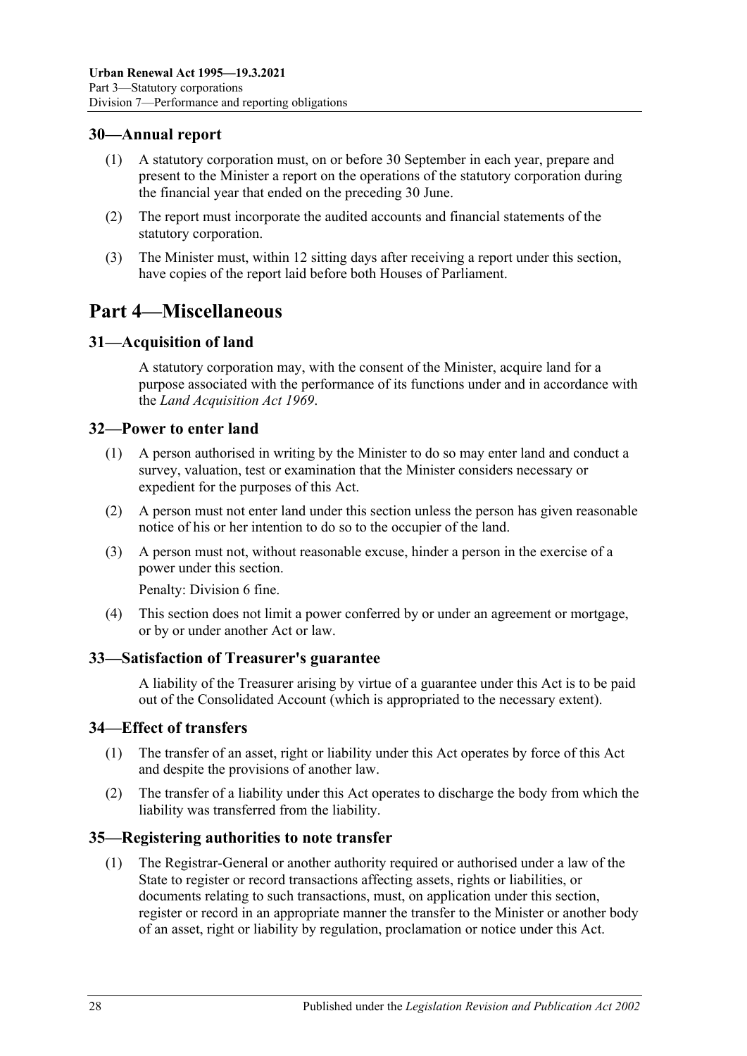## 30—Annual report

(1) A statutory corporation must, on or before 30 September in each year, prepare and present to the Minister a report on the operations of the statutory corporation during the financial year that ended on the preceding 30 June.

(2) The report must incorporate the audited accounts and financial statements of the statutory corporation.

(3) The Minister must, within 12 sitting days after receiving a report under this section, have copies of the report laid before both Houses of Parliament.

# Part 4—Miscellaneous

## 31—Acquisition of land

A statutory corporation may, with the consent of the Minister, acquire land for a purpose associated with the performance of its functions under and in accordance with the *Land Acquisition Act 1969*.

## 32—Power to enter land

(1) A person authorised in writing by the Minister to do so may enter land and conduct a survey, valuation, test or examination that the Minister considers necessary or expedient for the purposes of this Act.

(2) A person must not enter land under this section unless the person has given reasonable notice of his or her intention to do so to the occupier of the land.

(3) A person must not, without reasonable excuse, hinder a person in the exercise of a power under this section.

Penalty: Division 6 fine.

(4) This section does not limit a power conferred by or under an agreement or mortgage, or by or under another Act or law.

## 33—Satisfaction of Treasurer's guarantee

A liability of the Treasurer arising by virtue of a guarantee under this Act is to be paid out of the Consolidated Account (which is appropriated to the necessary extent).

## 34—Effect of transfers

(1) The transfer of an asset, right or liability under this Act operates by force of this Act and despite the provisions of another law.

(2) The transfer of a liability under this Act operates to discharge the body from which the liability was transferred from the liability.

## 35—Registering authorities to note transfer

(1) The Registrar-General or another authority required or authorised under a law of the State to register or record transactions affecting assets, rights or liabilities, or documents relating to such transactions, must, on application under this section, register or record in an appropriate manner the transfer to the Minister or another body of an asset, right or liability by regulation, proclamation or notice under this Act.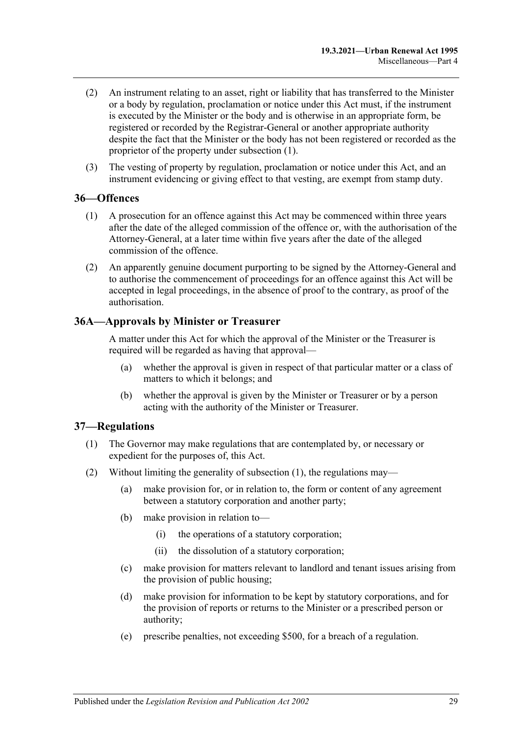(2) An instrument relating to an asset, right or liability that has transferred to the Minister or a body by regulation, proclamation or notice under this Act must, if the instrument is executed by the Minister or the body and is otherwise in an appropriate form, be registered or recorded by the Registrar-General or another appropriate authority despite the fact that the Minister or the body has not been registered or recorded as the proprietor of the property under subsection (1).

(3) The vesting of property by regulation, proclamation or notice under this Act, and an instrument evidencing or giving effect to that vesting, are exempt from stamp duty.

## 36—Offences

(1) A prosecution for an offence against this Act may be commenced within three years after the date of the alleged commission of the offence or, with the authorisation of the Attorney-General, at a later time within five years after the date of the alleged commission of the offence.

(2) An apparently genuine document purporting to be signed by the Attorney-General and to authorise the commencement of proceedings for an offence against this Act will be accepted in legal proceedings, in the absence of proof to the contrary, as proof of the authorisation.

## 36A—Approvals by Minister or Treasurer

A matter under this Act for which the approval of the Minister or the Treasurer is required will be regarded as having that approval—

(a) whether the approval is given in respect of that particular matter or a class of matters to which it belongs; and

(b) whether the approval is given by the Minister or Treasurer or by a person acting with the authority of the Minister or Treasurer.

## 37—Regulations

(1) The Governor may make regulations that are contemplated by, or necessary or expedient for the purposes of, this Act.

(2) Without limiting the generality of subsection (1), the regulations may—

(a) make provision for, or in relation to, the form or content of any agreement between a statutory corporation and another party;

(b) make provision in relation to—

(i) the operations of a statutory corporation;

(ii) the dissolution of a statutory corporation;

(c) make provision for matters relevant to landlord and tenant issues arising from the provision of public housing;

(d) make provision for information to be kept by statutory corporations, and for the provision of reports or returns to the Minister or a prescribed person or authority;

(e) prescribe penalties, not exceeding $500, for a breach of a regulation.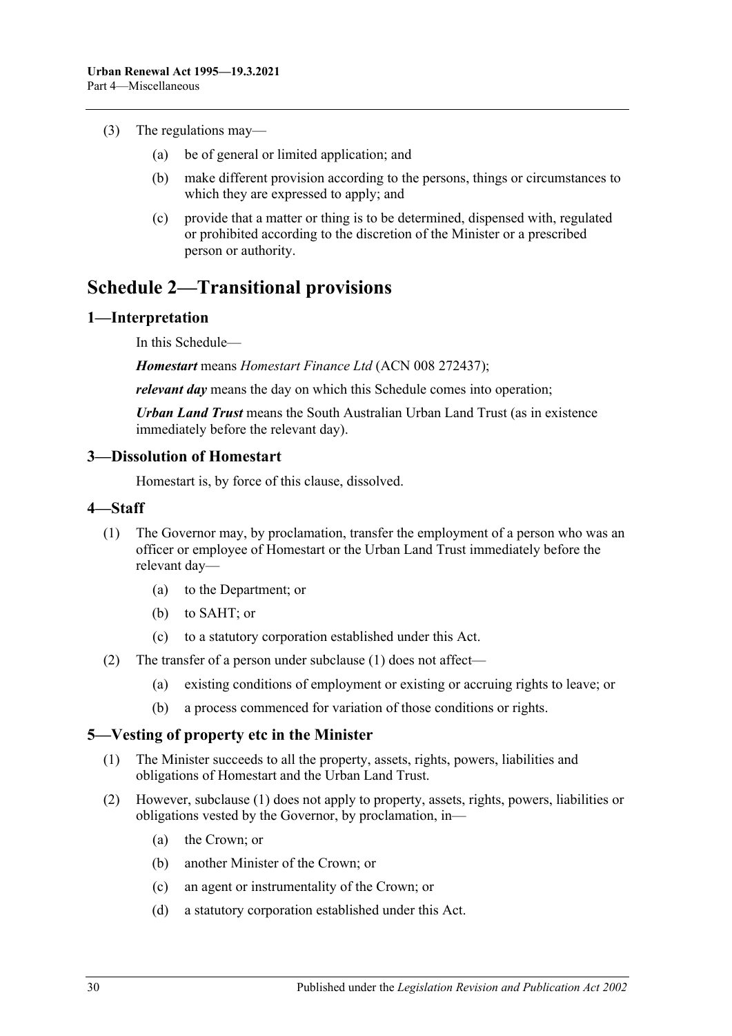(3) The regulations may—

(a) be of general or limited application; and

(b) make different provision according to the persons, things or circumstances to which they are expressed to apply; and

(c) provide that a matter or thing is to be determined, dispensed with, regulated or prohibited according to the discretion of the Minister or a prescribed person or authority.

# Schedule 2—Transitional provisions

## 1—Interpretation

In this Schedule—

***Homestart*** means *Homestart Finance Ltd* (ACN 008 272437);

***relevant day*** means the day on which this Schedule comes into operation;

***Urban Land Trust*** means the South Australian Urban Land Trust (as in existence immediately before the relevant day).

## 3—Dissolution of Homestart

Homestart is, by force of this clause, dissolved.

## 4—Staff

(1) The Governor may, by proclamation, transfer the employment of a person who was an officer or employee of Homestart or the Urban Land Trust immediately before the relevant day—

(a) to the Department; or

(b) to SAHT; or

(c) to a statutory corporation established under this Act.

(2) The transfer of a person under subclause (1) does not affect—

(a) existing conditions of employment or existing or accruing rights to leave; or

(b) a process commenced for variation of those conditions or rights.

## 5—Vesting of property etc in the Minister

(1) The Minister succeeds to all the property, assets, rights, powers, liabilities and obligations of Homestart and the Urban Land Trust.

(2) However, subclause (1) does not apply to property, assets, rights, powers, liabilities or obligations vested by the Governor, by proclamation, in—

(a) the Crown; or

(b) another Minister of the Crown; or

(c) an agent or instrumentality of the Crown; or

(d) a statutory corporation established under this Act.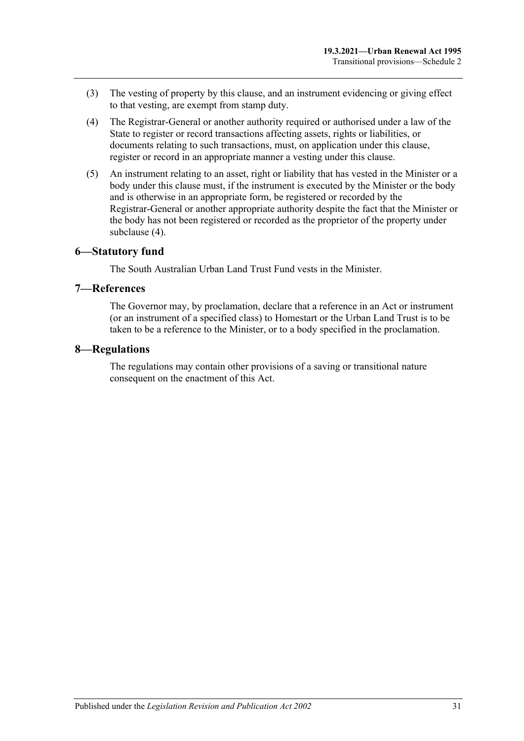(3) The vesting of property by this clause, and an instrument evidencing or giving effect to that vesting, are exempt from stamp duty.

(4) The Registrar-General or another authority required or authorised under a law of the State to register or record transactions affecting assets, rights or liabilities, or documents relating to such transactions, must, on application under this clause, register or record in an appropriate manner a vesting under this clause.

(5) An instrument relating to an asset, right or liability that has vested in the Minister or a body under this clause must, if the instrument is executed by the Minister or the body and is otherwise in an appropriate form, be registered or recorded by the Registrar-General or another appropriate authority despite the fact that the Minister or the body has not been registered or recorded as the proprietor of the property under subclause (4).

## 6—Statutory fund

The South Australian Urban Land Trust Fund vests in the Minister.

## 7—References

The Governor may, by proclamation, declare that a reference in an Act or instrument (or an instrument of a specified class) to Homestart or the Urban Land Trust is to be taken to be a reference to the Minister, or to a body specified in the proclamation.

## 8—Regulations

The regulations may contain other provisions of a saving or transitional nature consequent on the enactment of this Act.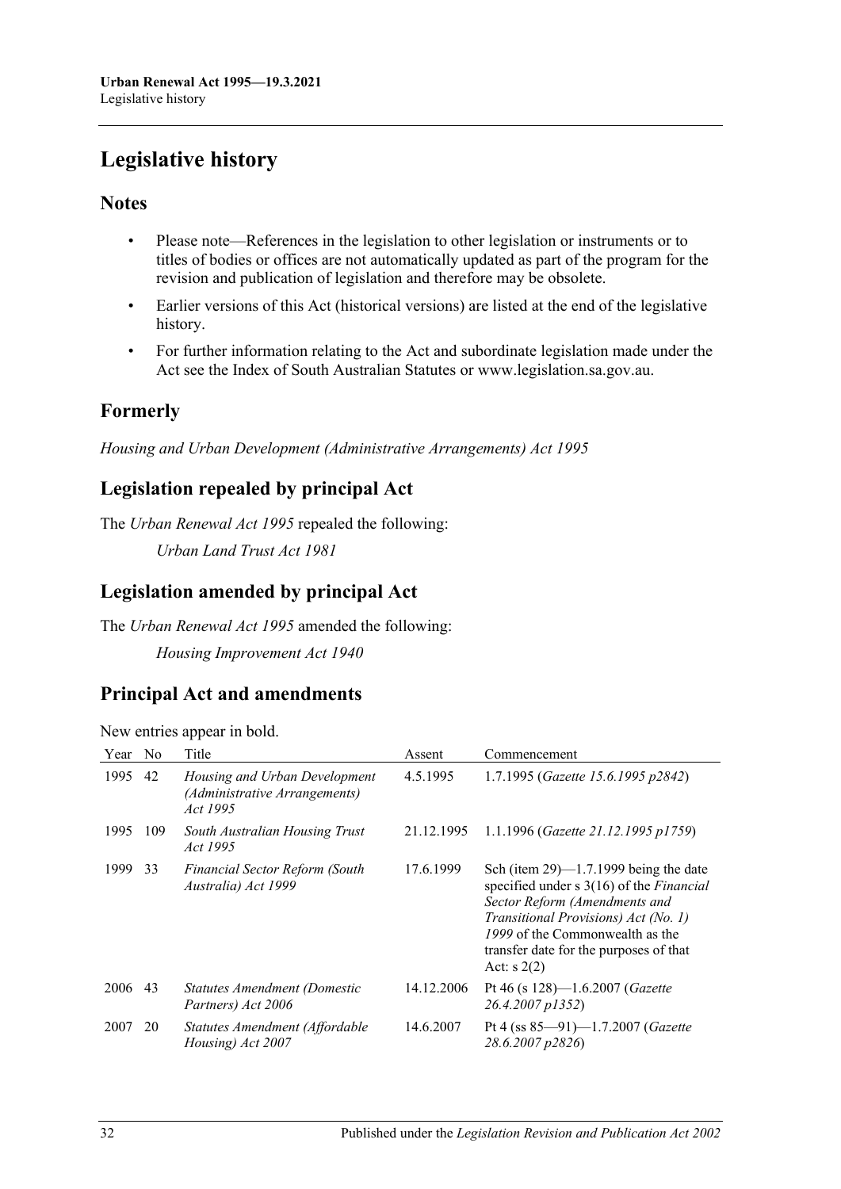# Legislative history

## Notes

- Please note—References in the legislation to other legislation or instruments or to titles of bodies or offices are not automatically updated as part of the program for the revision and publication of legislation and therefore may be obsolete.
- Earlier versions of this Act (historical versions) are listed at the end of the legislative history.
- For further information relating to the Act and subordinate legislation made under the Act see the Index of South Australian Statutes or www.legislation.sa.gov.au.

## Formerly

*Housing and Urban Development (Administrative Arrangements) Act 1995*

## Legislation repealed by principal Act

The *Urban Renewal Act 1995* repealed the following:

*Urban Land Trust Act 1981*

## Legislation amended by principal Act

The *Urban Renewal Act 1995* amended the following:

*Housing Improvement Act 1940*

## Principal Act and amendments

New entries appear in bold.

| Year | No | Title | Assent | Commencement |
|---|---|---|---|---|
| 1995 | 42 | *Housing and Urban Development (Administrative Arrangements) Act 1995* | 4.5.1995 | 1.7.1995 (*Gazette 15.6.1995 p2842*) |
| 1995 | 109 | *South Australian Housing Trust Act 1995* | 21.12.1995 | 1.1.1996 (*Gazette 21.12.1995 p1759*) |
| 1999 | 33 | *Financial Sector Reform (South Australia) Act 1999* | 17.6.1999 | Sch (item 29)—1.7.1999 being the date specified under s 3(16) of the *Financial Sector Reform (Amendments and Transitional Provisions) Act (No. 1) 1999* of the Commonwealth as the transfer date for the purposes of that Act: s 2(2) |
| 2006 | 43 | *Statutes Amendment (Domestic Partners) Act 2006* | 14.12.2006 | Pt 46 (s 128)—1.6.2007 (*Gazette 26.4.2007 p1352*) |
| 2007 | 20 | *Statutes Amendment (Affordable Housing) Act 2007* | 14.6.2007 | Pt 4 (ss 85—91)—1.7.2007 (*Gazette 28.6.2007 p2826*) |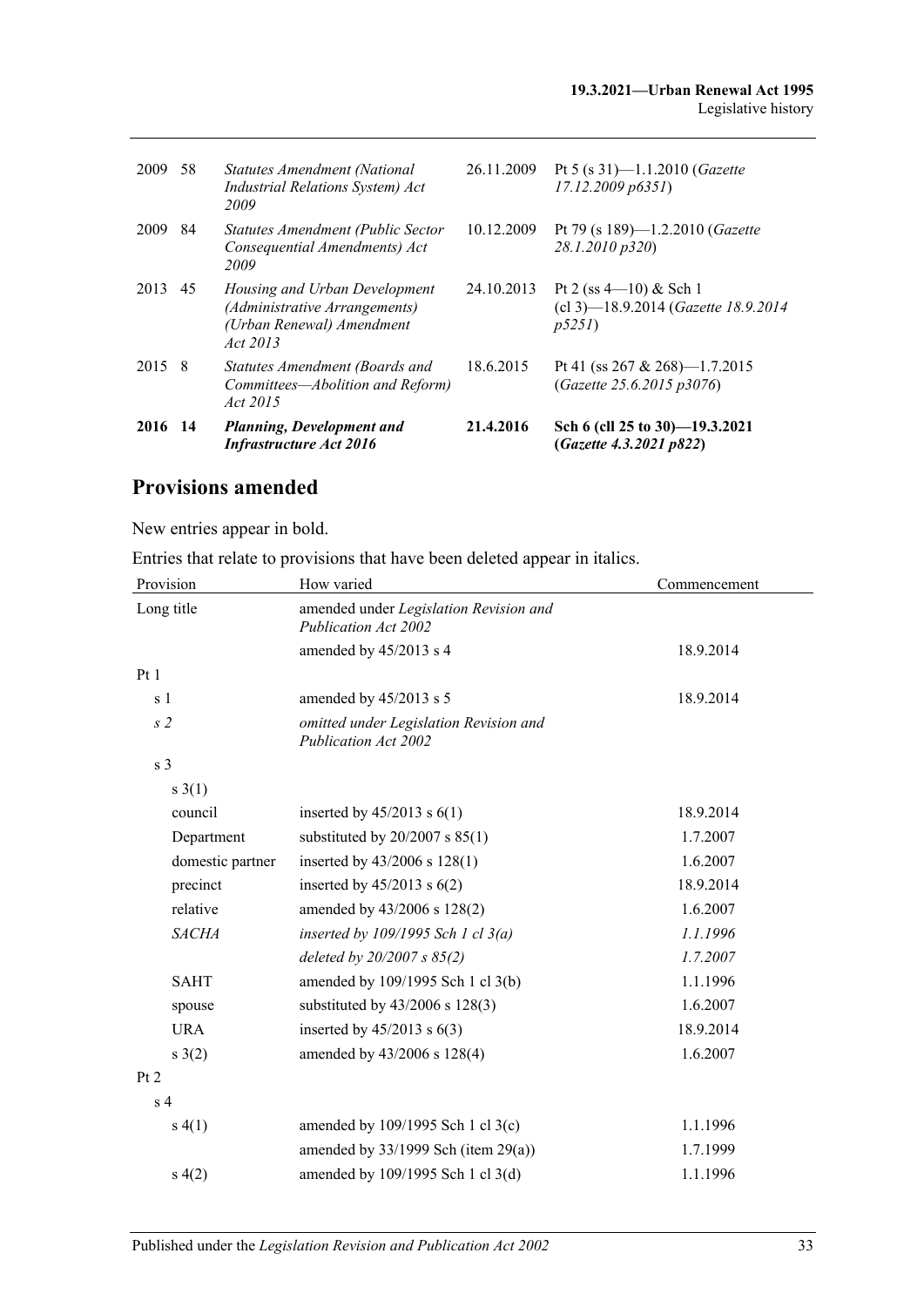| | | | | |
|---|---|---|---|---|
| 2009 | 58 | *Statutes Amendment (National Industrial Relations System) Act 2009* | 26.11.2009 | Pt 5 (s 31)—1.1.2010 (*Gazette 17.12.2009 p6351*) |
| 2009 | 84 | *Statutes Amendment (Public Sector Consequential Amendments) Act 2009* | 10.12.2009 | Pt 79 (s 189)—1.2.2010 (*Gazette 28.1.2010 p320*) |
| 2013 | 45 | *Housing and Urban Development (Administrative Arrangements) (Urban Renewal) Amendment Act 2013* | 24.10.2013 | Pt 2 (ss 4—10) & Sch 1 (cl 3)—18.9.2014 (*Gazette 18.9.2014 p5251*) |
| 2015 | 8 | *Statutes Amendment (Boards and Committees—Abolition and Reform) Act 2015* | 18.6.2015 | Pt 41 (ss 267 & 268)—1.7.2015 (*Gazette 25.6.2015 p3076*) |
| **2016** | **14** | ***Planning, Development and Infrastructure Act 2016*** | **21.4.2016** | **Sch 6 (cll 25 to 30)—19.3.2021 (*Gazette 4.3.2021 p822*)** |

## Provisions amended

New entries appear in bold.

Entries that relate to provisions that have been deleted appear in italics.

| Provision | How varied | Commencement |
|---|---|---|
| Long title | amended under *Legislation Revision and Publication Act 2002* | |
| | amended by 45/2013 s 4 | 18.9.2014 |
| Pt 1 | | |
| s 1 | amended by 45/2013 s 5 | 18.9.2014 |
| *s 2* | *omitted under Legislation Revision and Publication Act 2002* | |
| s 3 | | |
| s 3(1) | | |
| council | inserted by 45/2013 s 6(1) | 18.9.2014 |
| Department | substituted by 20/2007 s 85(1) | 1.7.2007 |
| domestic partner | inserted by 43/2006 s 128(1) | 1.6.2007 |
| precinct | inserted by 45/2013 s 6(2) | 18.9.2014 |
| relative | amended by 43/2006 s 128(2) | 1.6.2007 |
| *SACHA* | *inserted by 109/1995 Sch 1 cl 3(a)* | *1.1.1996* |
| | *deleted by 20/2007 s 85(2)* | *1.7.2007* |
| SAHT | amended by 109/1995 Sch 1 cl 3(b) | 1.1.1996 |
| spouse | substituted by 43/2006 s 128(3) | 1.6.2007 |
| URA | inserted by 45/2013 s 6(3) | 18.9.2014 |
| s 3(2) | amended by 43/2006 s 128(4) | 1.6.2007 |
| Pt 2 | | |
| s 4 | | |
| s 4(1) | amended by 109/1995 Sch 1 cl 3(c) | 1.1.1996 |
| | amended by 33/1999 Sch (item 29(a)) | 1.7.1999 |
| s 4(2) | amended by 109/1995 Sch 1 cl 3(d) | 1.1.1996 |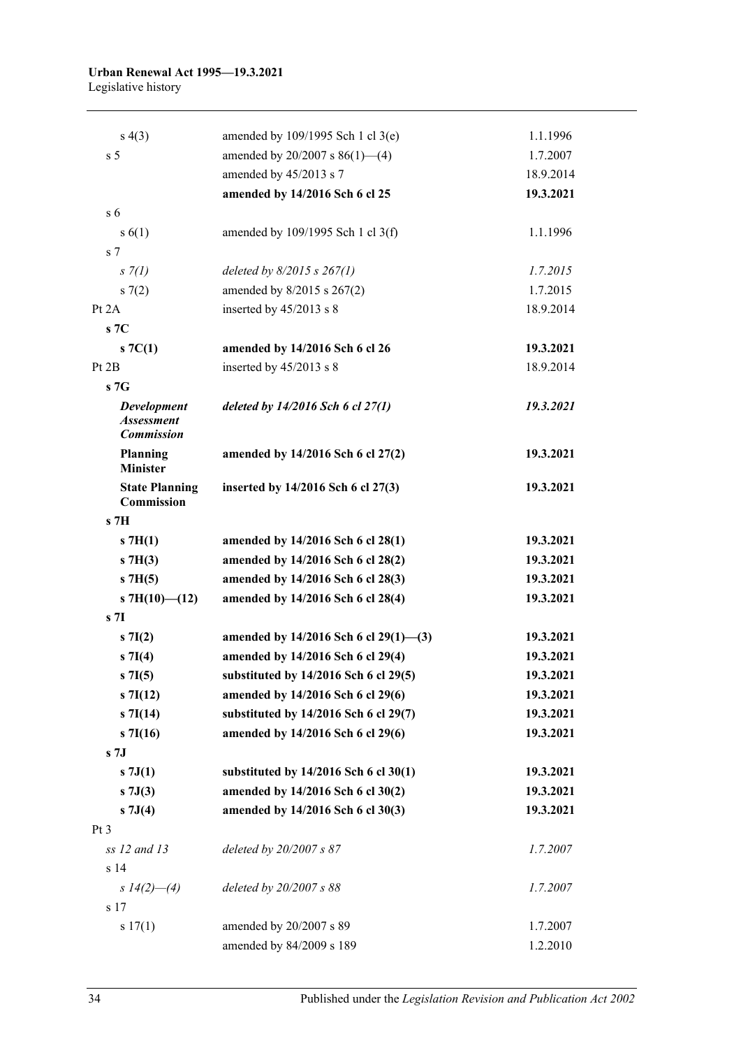| | | |
|---|---|---|
| s 4(3) | amended by 109/1995 Sch 1 cl 3(e) | 1.1.1996 |
| s 5 | amended by 20/2007 s 86(1)—(4) | 1.7.2007 |
| | amended by 45/2013 s 7 | 18.9.2014 |
| | **amended by 14/2016 Sch 6 cl 25** | **19.3.2021** |
| s 6 | | |
| s 6(1) | amended by 109/1995 Sch 1 cl 3(f) | 1.1.1996 |
| s 7 | | |
| *s 7(1)* | *deleted by 8/2015 s 267(1)* | *1.7.2015* |
| s 7(2) | amended by 8/2015 s 267(2) | 1.7.2015 |
| Pt 2A | inserted by 45/2013 s 8 | 18.9.2014 |
| **s 7C** | | |
| **s 7C(1)** | **amended by 14/2016 Sch 6 cl 26** | **19.3.2021** |
| Pt 2B | inserted by 45/2013 s 8 | 18.9.2014 |
| **s 7G** | | |
| ***Development Assessment Commission*** | ***deleted by 14/2016 Sch 6 cl 27(1)*** | ***19.3.2021*** |
| **Planning Minister** | **amended by 14/2016 Sch 6 cl 27(2)** | **19.3.2021** |
| **State Planning Commission** | **inserted by 14/2016 Sch 6 cl 27(3)** | **19.3.2021** |
| **s 7H** | | |
| **s 7H(1)** | **amended by 14/2016 Sch 6 cl 28(1)** | **19.3.2021** |
| **s 7H(3)** | **amended by 14/2016 Sch 6 cl 28(2)** | **19.3.2021** |
| **s 7H(5)** | **amended by 14/2016 Sch 6 cl 28(3)** | **19.3.2021** |
| **s 7H(10)—(12)** | **amended by 14/2016 Sch 6 cl 28(4)** | **19.3.2021** |
| **s 7I** | | |
| **s 7I(2)** | **amended by 14/2016 Sch 6 cl 29(1)—(3)** | **19.3.2021** |
| **s 7I(4)** | **amended by 14/2016 Sch 6 cl 29(4)** | **19.3.2021** |
| **s 7I(5)** | **substituted by 14/2016 Sch 6 cl 29(5)** | **19.3.2021** |
| **s 7I(12)** | **amended by 14/2016 Sch 6 cl 29(6)** | **19.3.2021** |
| **s 7I(14)** | **substituted by 14/2016 Sch 6 cl 29(7)** | **19.3.2021** |
| **s 7I(16)** | **amended by 14/2016 Sch 6 cl 29(6)** | **19.3.2021** |
| **s 7J** | | |
| **s 7J(1)** | **substituted by 14/2016 Sch 6 cl 30(1)** | **19.3.2021** |
| **s 7J(3)** | **amended by 14/2016 Sch 6 cl 30(2)** | **19.3.2021** |
| **s 7J(4)** | **amended by 14/2016 Sch 6 cl 30(3)** | **19.3.2021** |
| Pt 3 | | |
| *ss 12 and 13* | *deleted by 20/2007 s 87* | *1.7.2007* |
| s 14 | | |
| *s 14(2)—(4)* | *deleted by 20/2007 s 88* | *1.7.2007* |
| s 17 | | |
| s 17(1) | amended by 20/2007 s 89 | 1.7.2007 |
| | amended by 84/2009 s 189 | 1.2.2010 |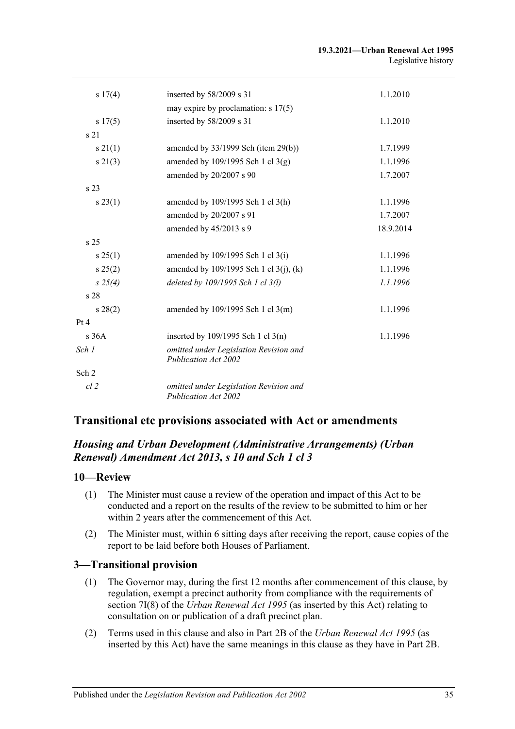| | | |
|---|---|---|
| s 17(4) | inserted by 58/2009 s 31 | 1.1.2010 |
| | may expire by proclamation: s 17(5) | |
| s 17(5) | inserted by 58/2009 s 31 | 1.1.2010 |
| s 21 | | |
| s 21(1) | amended by 33/1999 Sch (item 29(b)) | 1.7.1999 |
| s 21(3) | amended by 109/1995 Sch 1 cl 3(g) | 1.1.1996 |
| | amended by 20/2007 s 90 | 1.7.2007 |
| s 23 | | |
| s 23(1) | amended by 109/1995 Sch 1 cl 3(h) | 1.1.1996 |
| | amended by 20/2007 s 91 | 1.7.2007 |
| | amended by 45/2013 s 9 | 18.9.2014 |
| s 25 | | |
| s 25(1) | amended by 109/1995 Sch 1 cl 3(i) | 1.1.1996 |
| s 25(2) | amended by 109/1995 Sch 1 cl 3(j), (k) | 1.1.1996 |
| *s 25(4)* | *deleted by 109/1995 Sch 1 cl 3(l)* | *1.1.1996* |
| s 28 | | |
| s 28(2) | amended by 109/1995 Sch 1 cl 3(m) | 1.1.1996 |
| Pt 4 | | |
| s 36A | inserted by 109/1995 Sch 1 cl 3(n) | 1.1.1996 |
| *Sch 1* | *omitted under Legislation Revision and Publication Act 2002* | |
| Sch 2 | | |
| *cl 2* | *omitted under Legislation Revision and Publication Act 2002* | |

## Transitional etc provisions associated with Act or amendments

### *Housing and Urban Development (Administrative Arrangements) (Urban Renewal) Amendment Act 2013, s 10 and Sch 1 cl 3*

### 10—Review

(1) The Minister must cause a review of the operation and impact of this Act to be conducted and a report on the results of the review to be submitted to him or her within 2 years after the commencement of this Act.

(2) The Minister must, within 6 sitting days after receiving the report, cause copies of the report to be laid before both Houses of Parliament.

### 3—Transitional provision

(1) The Governor may, during the first 12 months after commencement of this clause, by regulation, exempt a precinct authority from compliance with the requirements of section 7I(8) of the *Urban Renewal Act 1995* (as inserted by this Act) relating to consultation on or publication of a draft precinct plan.

(2) Terms used in this clause and also in Part 2B of the *Urban Renewal Act 1995* (as inserted by this Act) have the same meanings in this clause as they have in Part 2B.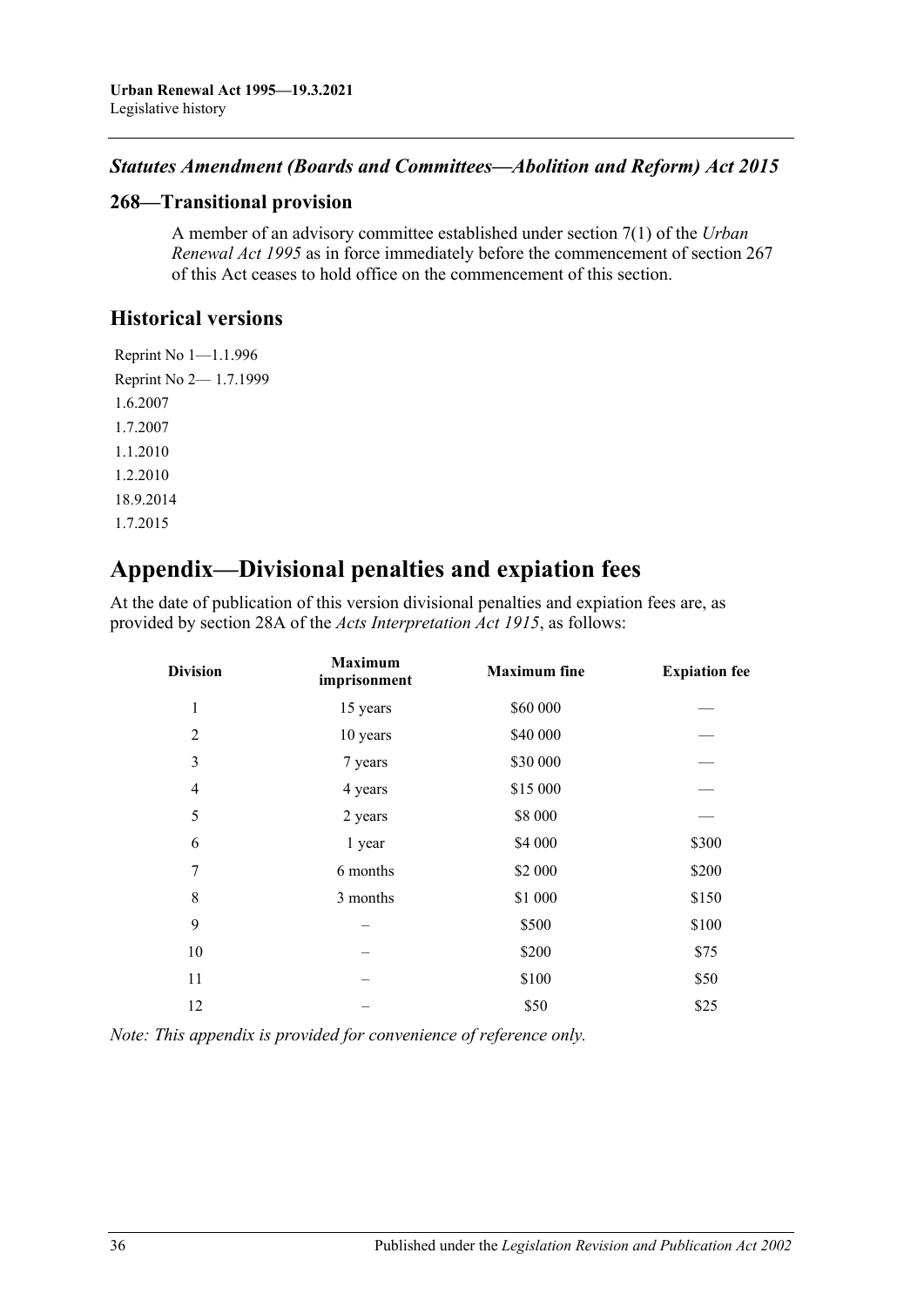### *Statutes Amendment (Boards and Committees—Abolition and Reform) Act 2015*

#### 268—Transitional provision

A member of an advisory committee established under section 7(1) of the *Urban Renewal Act 1995* as in force immediately before the commencement of section 267 of this Act ceases to hold office on the commencement of this section.

## Historical versions

Reprint No 1—1.1.996
Reprint No 2— 1.7.1999
1.6.2007
1.7.2007
1.1.2010
1.2.2010
18.9.2014
1.7.2015

# Appendix—Divisional penalties and expiation fees

At the date of publication of this version divisional penalties and expiation fees are, as provided by section 28A of the *Acts Interpretation Act 1915*, as follows:

| Division | Maximum imprisonment | Maximum fine | Expiation fee |
|---|---|---|---|
| 1 | 15 years | \$60 000 | — |
| 2 | 10 years | \$40 000 | — |
| 3 | 7 years | \$30 000 | — |
| 4 | 4 years | \$15 000 | — |
| 5 | 2 years | \$8 000 | — |
| 6 | 1 year | \$4 000 | \$300 |
| 7 | 6 months | \$2 000 | \$200 |
| 8 | 3 months | \$1 000 | \$150 |
| 9 | – | \$500 | \$100 |
| 10 | – | \$200 | \$75 |
| 11 | – | \$100 | \$50 |
| 12 | – | \$50 | \$25 |

*Note: This appendix is provided for convenience of reference only.*